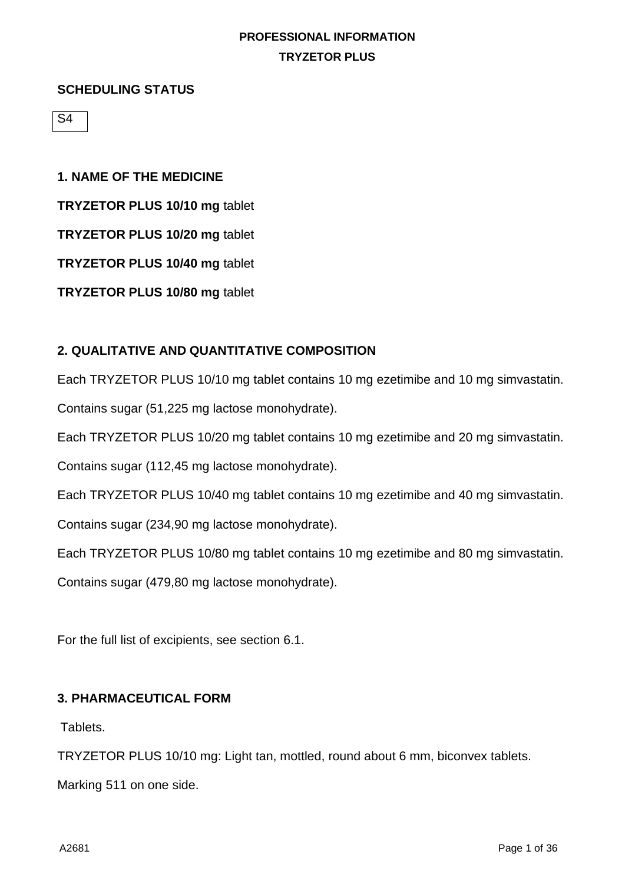# PROFESSIONAL INFORMATION

## TRYZETOR PLUS

**SCHEDULING STATUS**

S4

**1. NAME OF THE MEDICINE**

**TRYZETOR PLUS 10/10 mg** tablet

**TRYZETOR PLUS 10/20 mg** tablet

**TRYZETOR PLUS 10/40 mg** tablet

**TRYZETOR PLUS 10/80 mg** tablet

**2. QUALITATIVE AND QUANTITATIVE COMPOSITION**

Each TRYZETOR PLUS 10/10 mg tablet contains 10 mg ezetimibe and 10 mg simvastatin.

Contains sugar (51,225 mg lactose monohydrate).

Each TRYZETOR PLUS 10/20 mg tablet contains 10 mg ezetimibe and 20 mg simvastatin.

Contains sugar (112,45 mg lactose monohydrate).

Each TRYZETOR PLUS 10/40 mg tablet contains 10 mg ezetimibe and 40 mg simvastatin.

Contains sugar (234,90 mg lactose monohydrate).

Each TRYZETOR PLUS 10/80 mg tablet contains 10 mg ezetimibe and 80 mg simvastatin.

Contains sugar (479,80 mg lactose monohydrate).

For the full list of excipients, see section 6.1.

**3. PHARMACEUTICAL FORM**

Tablets.

TRYZETOR PLUS 10/10 mg: Light tan, mottled, round about 6 mm, biconvex tablets.

Marking 511 on one side.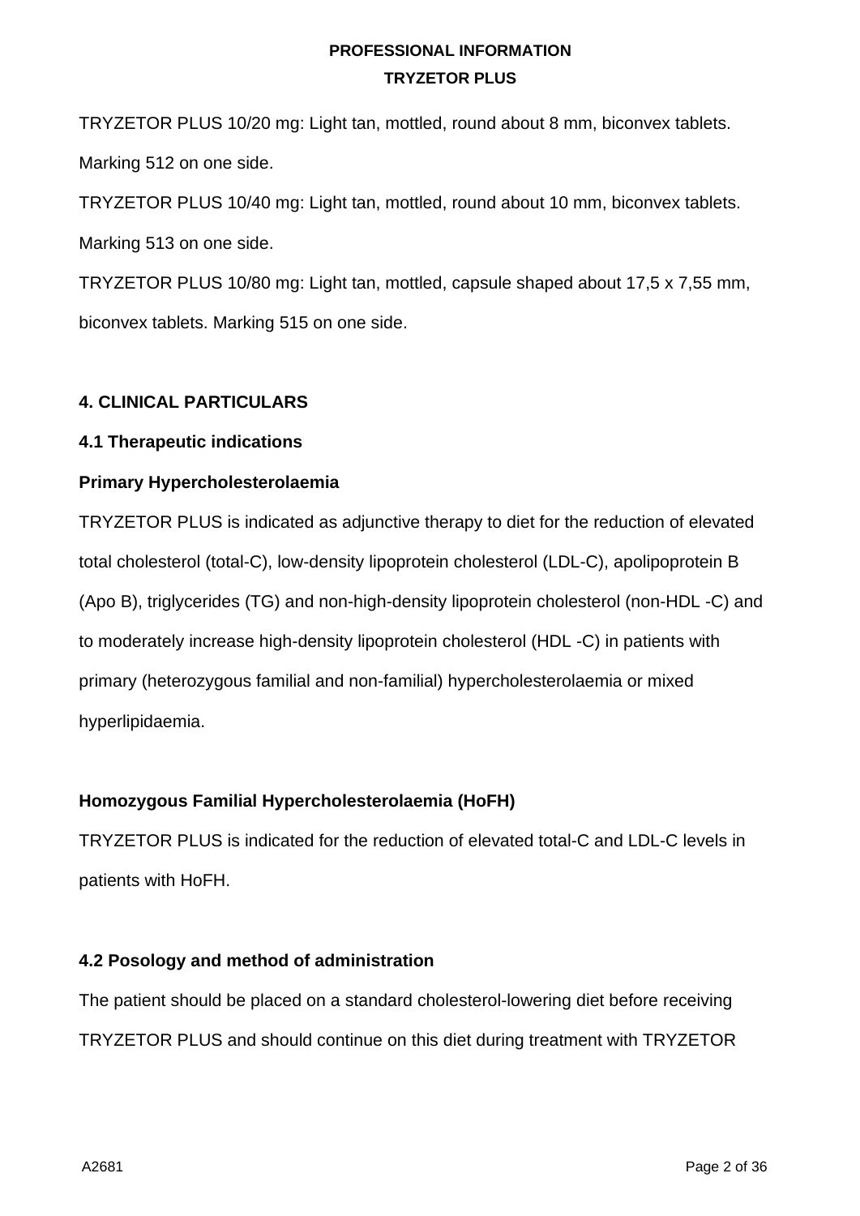TRYZETOR PLUS 10/20 mg: Light tan, mottled, round about 8 mm, biconvex tablets. Marking 512 on one side.

TRYZETOR PLUS 10/40 mg: Light tan, mottled, round about 10 mm, biconvex tablets. Marking 513 on one side.

TRYZETOR PLUS 10/80 mg: Light tan, mottled, capsule shaped about 17,5 x 7,55 mm, biconvex tablets. Marking 515 on one side.

## 4. CLINICAL PARTICULARS

### 4.1 Therapeutic indications

**Primary Hypercholesterolaemia**

TRYZETOR PLUS is indicated as adjunctive therapy to diet for the reduction of elevated total cholesterol (total-C), low-density lipoprotein cholesterol (LDL-C), apolipoprotein B (Apo B), triglycerides (TG) and non-high-density lipoprotein cholesterol (non-HDL -C) and to moderately increase high-density lipoprotein cholesterol (HDL -C) in patients with primary (heterozygous familial and non-familial) hypercholesterolaemia or mixed hyperlipidaemia.

**Homozygous Familial Hypercholesterolaemia (HoFH)**

TRYZETOR PLUS is indicated for the reduction of elevated total-C and LDL-C levels in patients with HoFH.

### 4.2 Posology and method of administration

The patient should be placed on a standard cholesterol-lowering diet before receiving TRYZETOR PLUS and should continue on this diet during treatment with TRYZETOR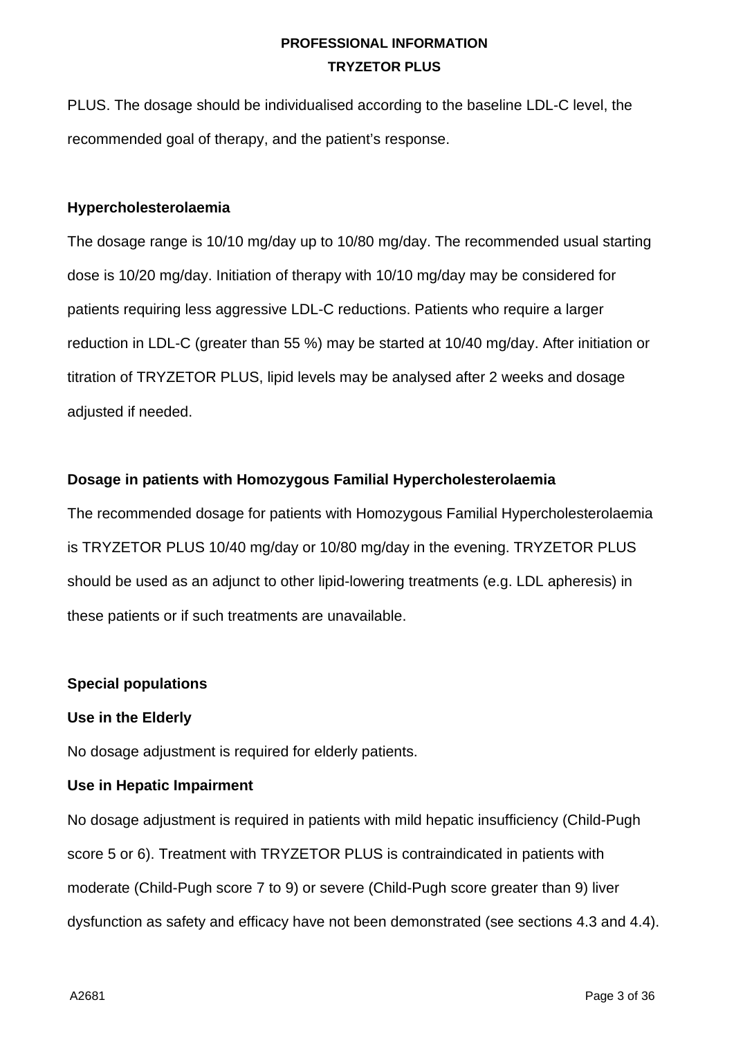PLUS. The dosage should be individualised according to the baseline LDL-C level, the recommended goal of therapy, and the patient's response.

**Hypercholesterolaemia**

The dosage range is 10/10 mg/day up to 10/80 mg/day. The recommended usual starting dose is 10/20 mg/day. Initiation of therapy with 10/10 mg/day may be considered for patients requiring less aggressive LDL-C reductions. Patients who require a larger reduction in LDL-C (greater than 55 %) may be started at 10/40 mg/day. After initiation or titration of TRYZETOR PLUS, lipid levels may be analysed after 2 weeks and dosage adjusted if needed.

**Dosage in patients with Homozygous Familial Hypercholesterolaemia**

The recommended dosage for patients with Homozygous Familial Hypercholesterolaemia is TRYZETOR PLUS 10/40 mg/day or 10/80 mg/day in the evening. TRYZETOR PLUS should be used as an adjunct to other lipid-lowering treatments (e.g. LDL apheresis) in these patients or if such treatments are unavailable.

**Special populations**

**Use in the Elderly**

No dosage adjustment is required for elderly patients.

**Use in Hepatic Impairment**

No dosage adjustment is required in patients with mild hepatic insufficiency (Child-Pugh score 5 or 6). Treatment with TRYZETOR PLUS is contraindicated in patients with moderate (Child-Pugh score 7 to 9) or severe (Child-Pugh score greater than 9) liver dysfunction as safety and efficacy have not been demonstrated (see sections 4.3 and 4.4).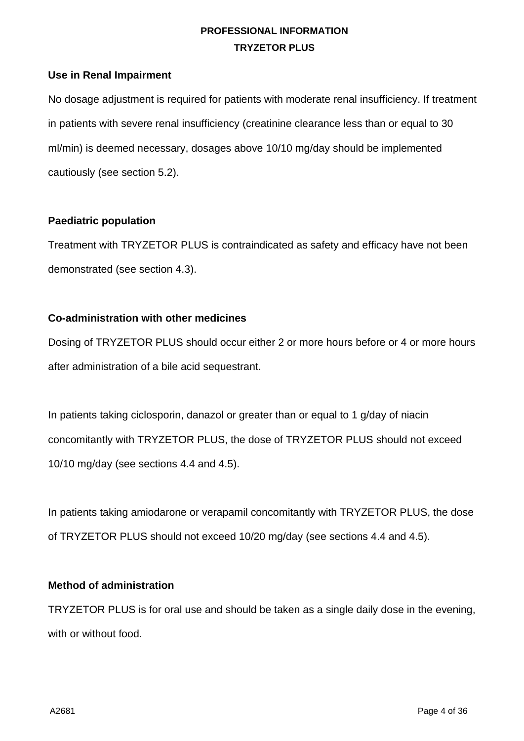**Use in Renal Impairment**

No dosage adjustment is required for patients with moderate renal insufficiency. If treatment in patients with severe renal insufficiency (creatinine clearance less than or equal to 30 ml/min) is deemed necessary, dosages above 10/10 mg/day should be implemented cautiously (see section 5.2).

**Paediatric population**

Treatment with TRYZETOR PLUS is contraindicated as safety and efficacy have not been demonstrated (see section 4.3).

**Co-administration with other medicines**

Dosing of TRYZETOR PLUS should occur either 2 or more hours before or 4 or more hours after administration of a bile acid sequestrant.

In patients taking ciclosporin, danazol or greater than or equal to 1 g/day of niacin concomitantly with TRYZETOR PLUS, the dose of TRYZETOR PLUS should not exceed 10/10 mg/day (see sections 4.4 and 4.5).

In patients taking amiodarone or verapamil concomitantly with TRYZETOR PLUS, the dose of TRYZETOR PLUS should not exceed 10/20 mg/day (see sections 4.4 and 4.5).

**Method of administration**

TRYZETOR PLUS is for oral use and should be taken as a single daily dose in the evening, with or without food.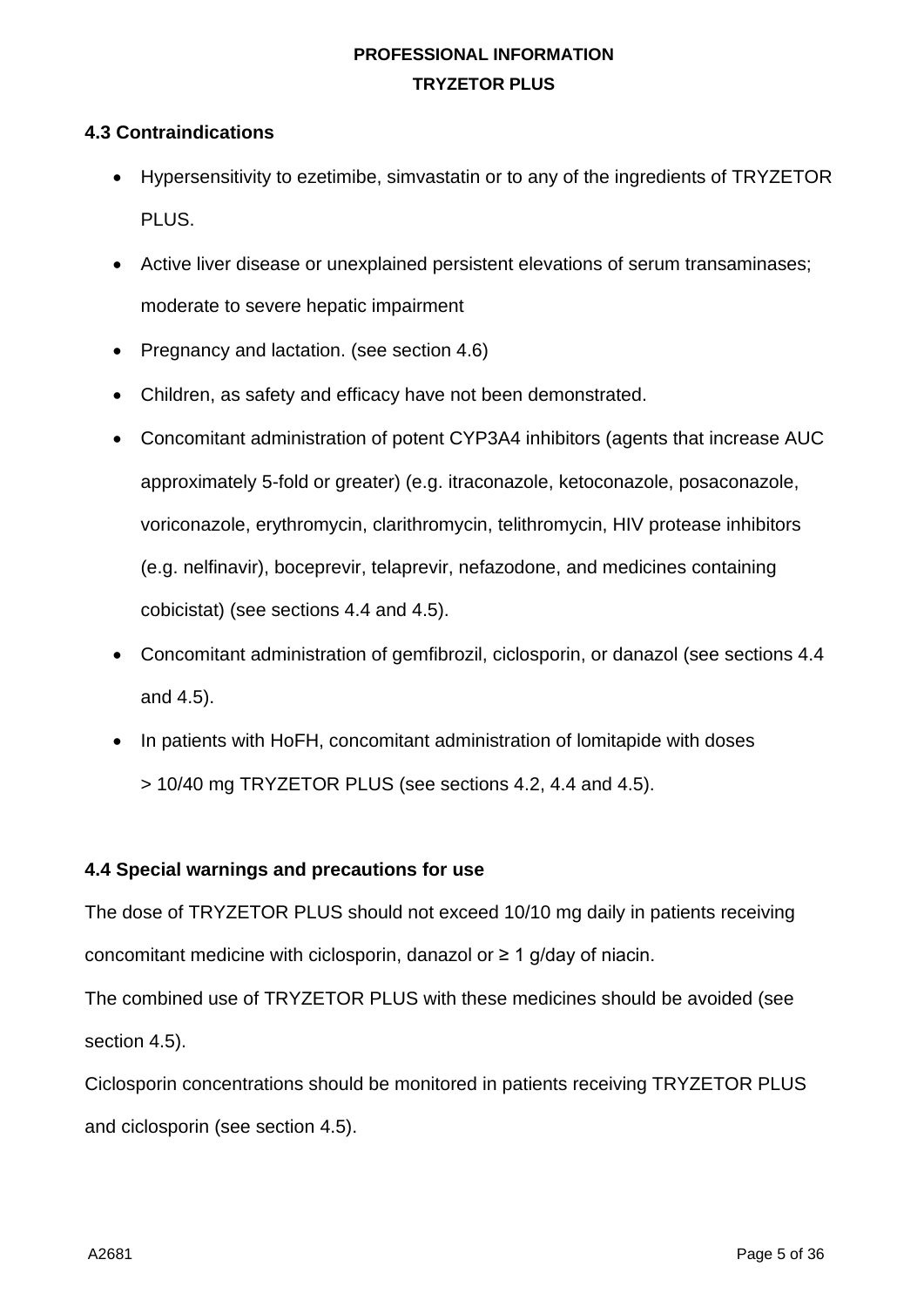## 4.3 Contraindications

- Hypersensitivity to ezetimibe, simvastatin or to any of the ingredients of TRYZETOR PLUS.
- Active liver disease or unexplained persistent elevations of serum transaminases; moderate to severe hepatic impairment
- Pregnancy and lactation. (see section 4.6)
- Children, as safety and efficacy have not been demonstrated.
- Concomitant administration of potent CYP3A4 inhibitors (agents that increase AUC approximately 5-fold or greater) (e.g. itraconazole, ketoconazole, posaconazole, voriconazole, erythromycin, clarithromycin, telithromycin, HIV protease inhibitors (e.g. nelfinavir), boceprevir, telaprevir, nefazodone, and medicines containing cobicistat) (see sections 4.4 and 4.5).
- Concomitant administration of gemfibrozil, ciclosporin, or danazol (see sections 4.4 and 4.5).
- In patients with HoFH, concomitant administration of lomitapide with doses > 10/40 mg TRYZETOR PLUS (see sections 4.2, 4.4 and 4.5).

## 4.4 Special warnings and precautions for use

The dose of TRYZETOR PLUS should not exceed 10/10 mg daily in patients receiving concomitant medicine with ciclosporin, danazol or ≥ 1 g/day of niacin.

The combined use of TRYZETOR PLUS with these medicines should be avoided (see section 4.5).

Ciclosporin concentrations should be monitored in patients receiving TRYZETOR PLUS and ciclosporin (see section 4.5).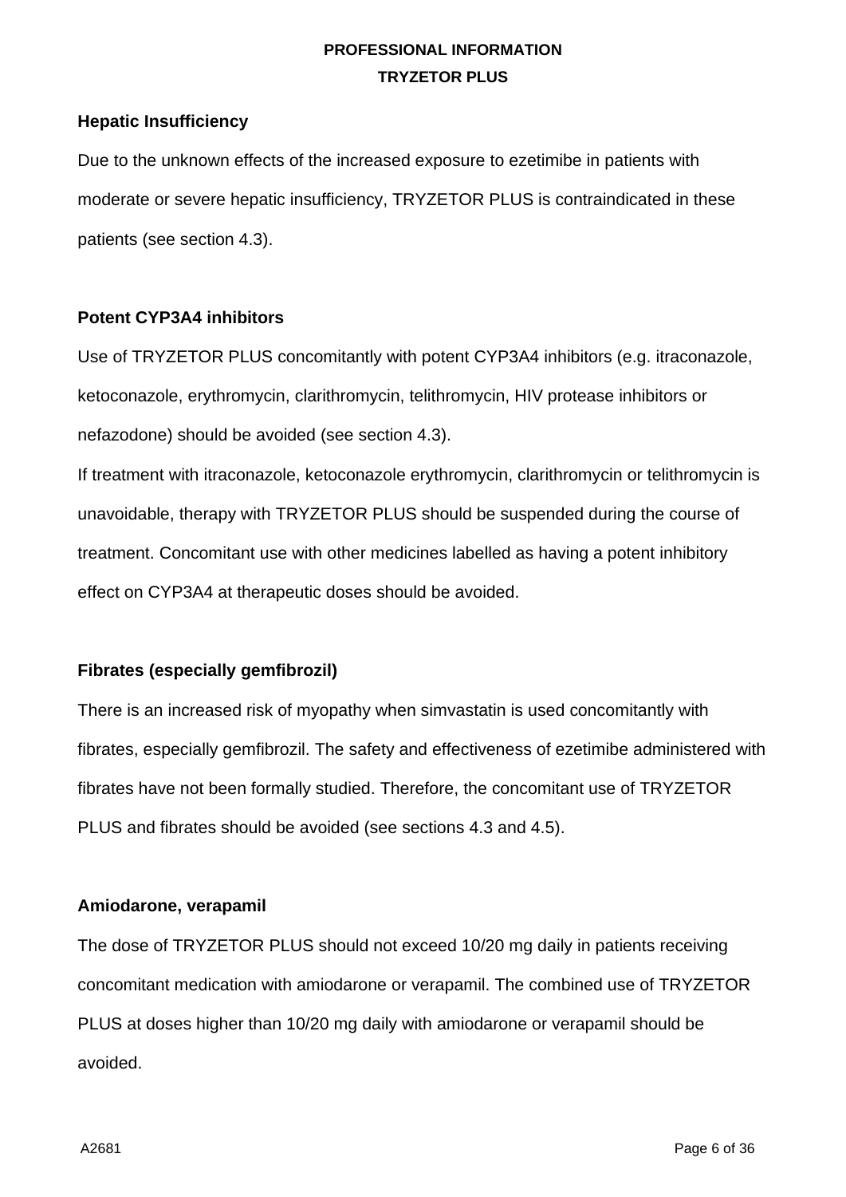**Hepatic Insufficiency**

Due to the unknown effects of the increased exposure to ezetimibe in patients with moderate or severe hepatic insufficiency, TRYZETOR PLUS is contraindicated in these patients (see section 4.3).

**Potent CYP3A4 inhibitors**

Use of TRYZETOR PLUS concomitantly with potent CYP3A4 inhibitors (e.g. itraconazole, ketoconazole, erythromycin, clarithromycin, telithromycin, HIV protease inhibitors or nefazodone) should be avoided (see section 4.3).

If treatment with itraconazole, ketoconazole erythromycin, clarithromycin or telithromycin is unavoidable, therapy with TRYZETOR PLUS should be suspended during the course of treatment. Concomitant use with other medicines labelled as having a potent inhibitory effect on CYP3A4 at therapeutic doses should be avoided.

**Fibrates (especially gemfibrozil)**

There is an increased risk of myopathy when simvastatin is used concomitantly with fibrates, especially gemfibrozil. The safety and effectiveness of ezetimibe administered with fibrates have not been formally studied. Therefore, the concomitant use of TRYZETOR PLUS and fibrates should be avoided (see sections 4.3 and 4.5).

**Amiodarone, verapamil**

The dose of TRYZETOR PLUS should not exceed 10/20 mg daily in patients receiving concomitant medication with amiodarone or verapamil. The combined use of TRYZETOR PLUS at doses higher than 10/20 mg daily with amiodarone or verapamil should be avoided.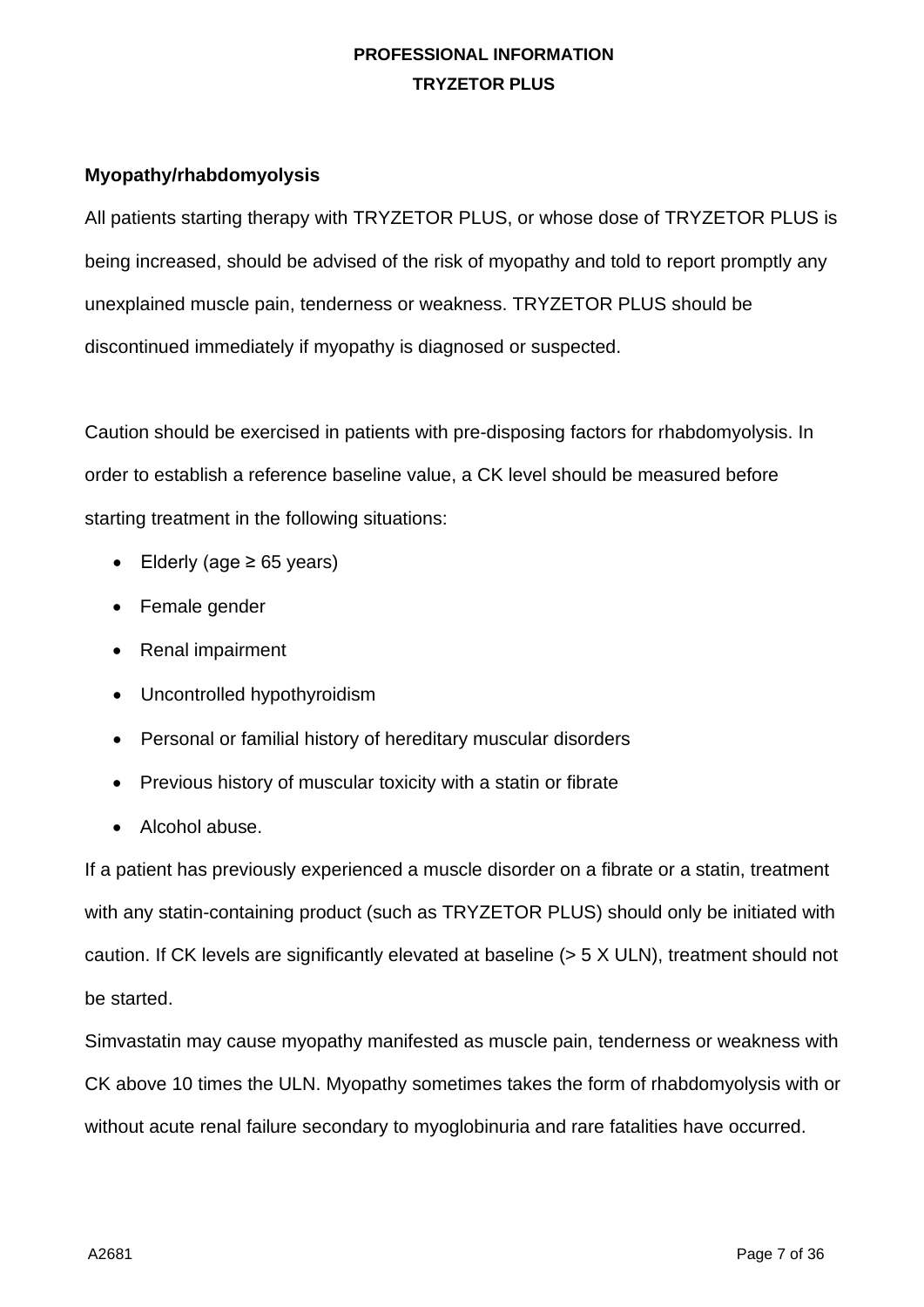**Myopathy/rhabdomyolysis**

All patients starting therapy with TRYZETOR PLUS, or whose dose of TRYZETOR PLUS is being increased, should be advised of the risk of myopathy and told to report promptly any unexplained muscle pain, tenderness or weakness. TRYZETOR PLUS should be discontinued immediately if myopathy is diagnosed or suspected.

Caution should be exercised in patients with pre-disposing factors for rhabdomyolysis. In order to establish a reference baseline value, a CK level should be measured before starting treatment in the following situations:

- Elderly (age ≥ 65 years)
- Female gender
- Renal impairment
- Uncontrolled hypothyroidism
- Personal or familial history of hereditary muscular disorders
- Previous history of muscular toxicity with a statin or fibrate
- Alcohol abuse.

If a patient has previously experienced a muscle disorder on a fibrate or a statin, treatment with any statin-containing product (such as TRYZETOR PLUS) should only be initiated with caution. If CK levels are significantly elevated at baseline (> 5 X ULN), treatment should not be started.

Simvastatin may cause myopathy manifested as muscle pain, tenderness or weakness with CK above 10 times the ULN. Myopathy sometimes takes the form of rhabdomyolysis with or without acute renal failure secondary to myoglobinuria and rare fatalities have occurred.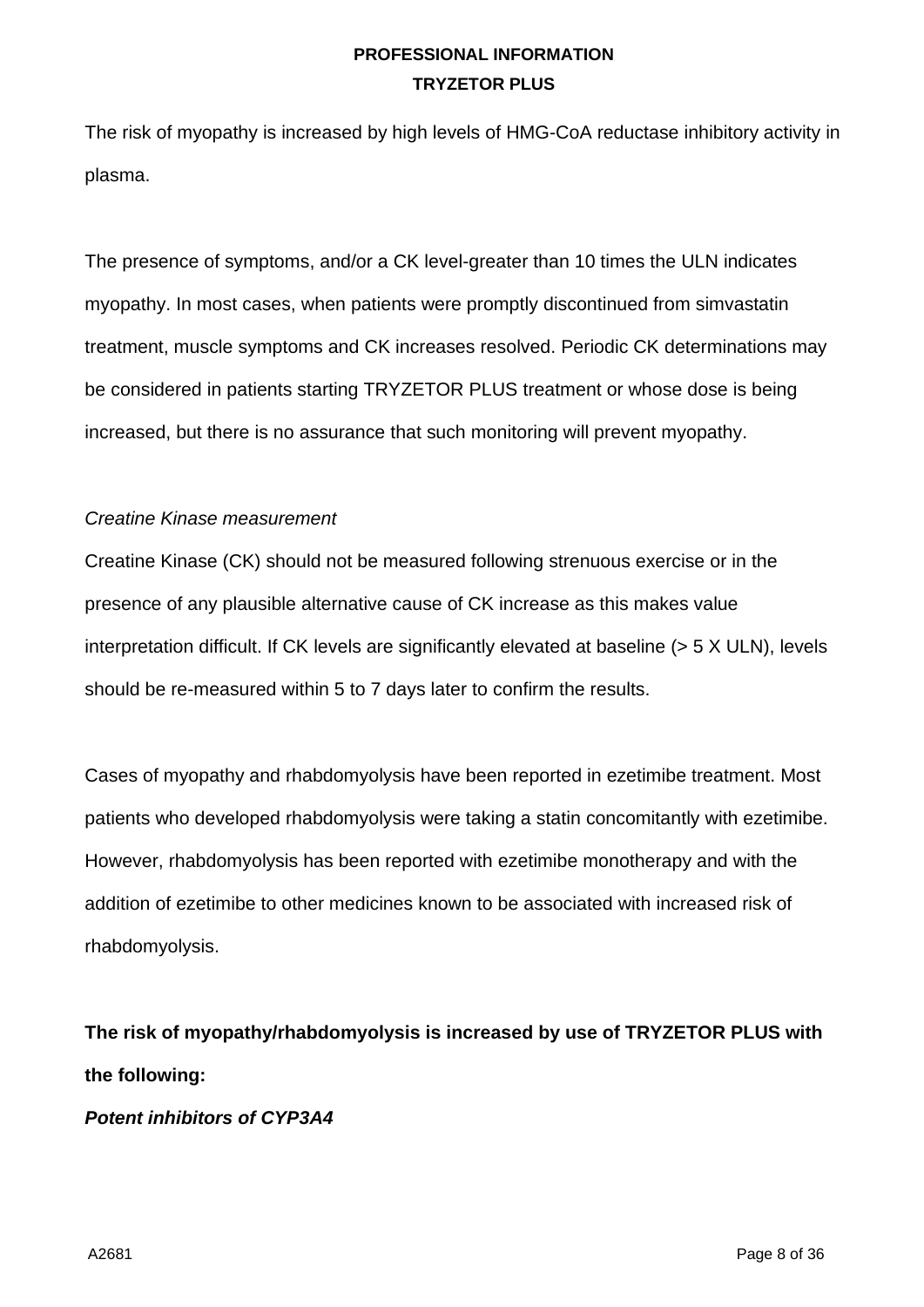The risk of myopathy is increased by high levels of HMG-CoA reductase inhibitory activity in plasma.

The presence of symptoms, and/or a CK level-greater than 10 times the ULN indicates myopathy. In most cases, when patients were promptly discontinued from simvastatin treatment, muscle symptoms and CK increases resolved. Periodic CK determinations may be considered in patients starting TRYZETOR PLUS treatment or whose dose is being increased, but there is no assurance that such monitoring will prevent myopathy.

*Creatine Kinase measurement*

Creatine Kinase (CK) should not be measured following strenuous exercise or in the presence of any plausible alternative cause of CK increase as this makes value interpretation difficult. If CK levels are significantly elevated at baseline (> 5 X ULN), levels should be re-measured within 5 to 7 days later to confirm the results.

Cases of myopathy and rhabdomyolysis have been reported in ezetimibe treatment. Most patients who developed rhabdomyolysis were taking a statin concomitantly with ezetimibe. However, rhabdomyolysis has been reported with ezetimibe monotherapy and with the addition of ezetimibe to other medicines known to be associated with increased risk of rhabdomyolysis.

**The risk of myopathy/rhabdomyolysis is increased by use of TRYZETOR PLUS with the following:**

***Potent inhibitors of CYP3A4***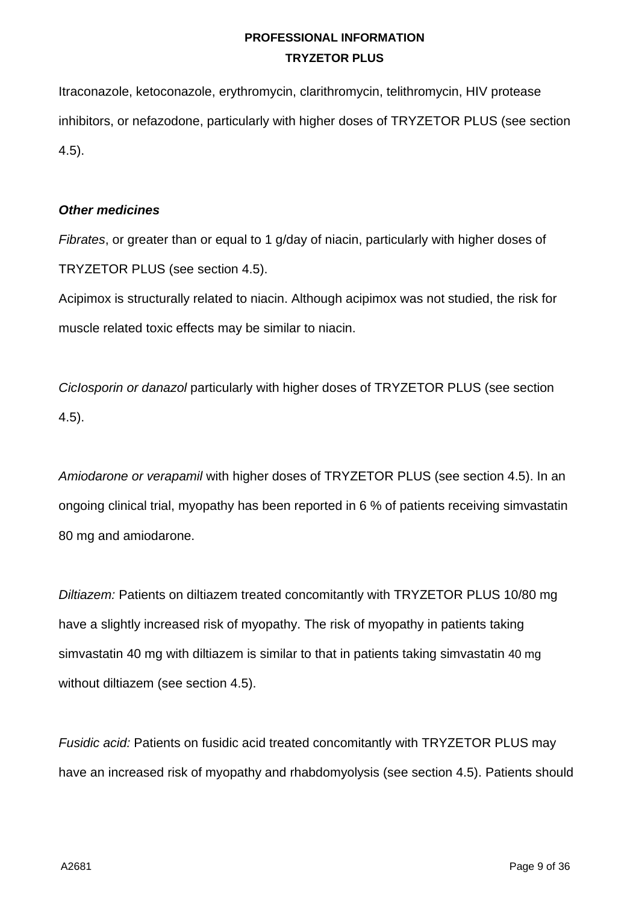Itraconazole, ketoconazole, erythromycin, clarithromycin, telithromycin, HIV protease inhibitors, or nefazodone, particularly with higher doses of TRYZETOR PLUS (see section 4.5).

***Other medicines***

*Fibrates*, or greater than or equal to 1 g/day of niacin, particularly with higher doses of TRYZETOR PLUS (see section 4.5).

Acipimox is structurally related to niacin. Although acipimox was not studied, the risk for muscle related toxic effects may be similar to niacin.

*CicIosporin or danazol* particularly with higher doses of TRYZETOR PLUS (see section 4.5).

*Amiodarone or verapamil* with higher doses of TRYZETOR PLUS (see section 4.5). In an ongoing clinical trial, myopathy has been reported in 6 % of patients receiving simvastatin 80 mg and amiodarone.

*Diltiazem:* Patients on diltiazem treated concomitantly with TRYZETOR PLUS 10/80 mg have a slightly increased risk of myopathy. The risk of myopathy in patients taking simvastatin 40 mg with diltiazem is similar to that in patients taking simvastatin 40 mg without diltiazem (see section 4.5).

*Fusidic acid:* Patients on fusidic acid treated concomitantly with TRYZETOR PLUS may have an increased risk of myopathy and rhabdomyolysis (see section 4.5). Patients should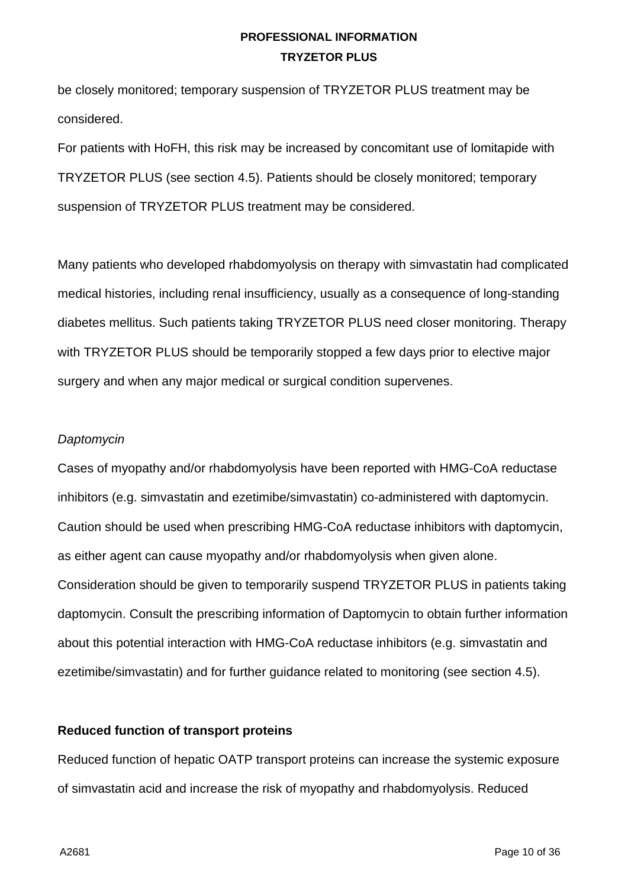be closely monitored; temporary suspension of TRYZETOR PLUS treatment may be considered.

For patients with HoFH, this risk may be increased by concomitant use of lomitapide with TRYZETOR PLUS (see section 4.5). Patients should be closely monitored; temporary suspension of TRYZETOR PLUS treatment may be considered.

Many patients who developed rhabdomyolysis on therapy with simvastatin had complicated medical histories, including renal insufficiency, usually as a consequence of long-standing diabetes mellitus. Such patients taking TRYZETOR PLUS need closer monitoring. Therapy with TRYZETOR PLUS should be temporarily stopped a few days prior to elective major surgery and when any major medical or surgical condition supervenes.

*Daptomycin*

Cases of myopathy and/or rhabdomyolysis have been reported with HMG-CoA reductase inhibitors (e.g. simvastatin and ezetimibe/simvastatin) co-administered with daptomycin. Caution should be used when prescribing HMG-CoA reductase inhibitors with daptomycin, as either agent can cause myopathy and/or rhabdomyolysis when given alone. Consideration should be given to temporarily suspend TRYZETOR PLUS in patients taking daptomycin. Consult the prescribing information of Daptomycin to obtain further information about this potential interaction with HMG-CoA reductase inhibitors (e.g. simvastatin and ezetimibe/simvastatin) and for further guidance related to monitoring (see section 4.5).

**Reduced function of transport proteins**

Reduced function of hepatic OATP transport proteins can increase the systemic exposure of simvastatin acid and increase the risk of myopathy and rhabdomyolysis. Reduced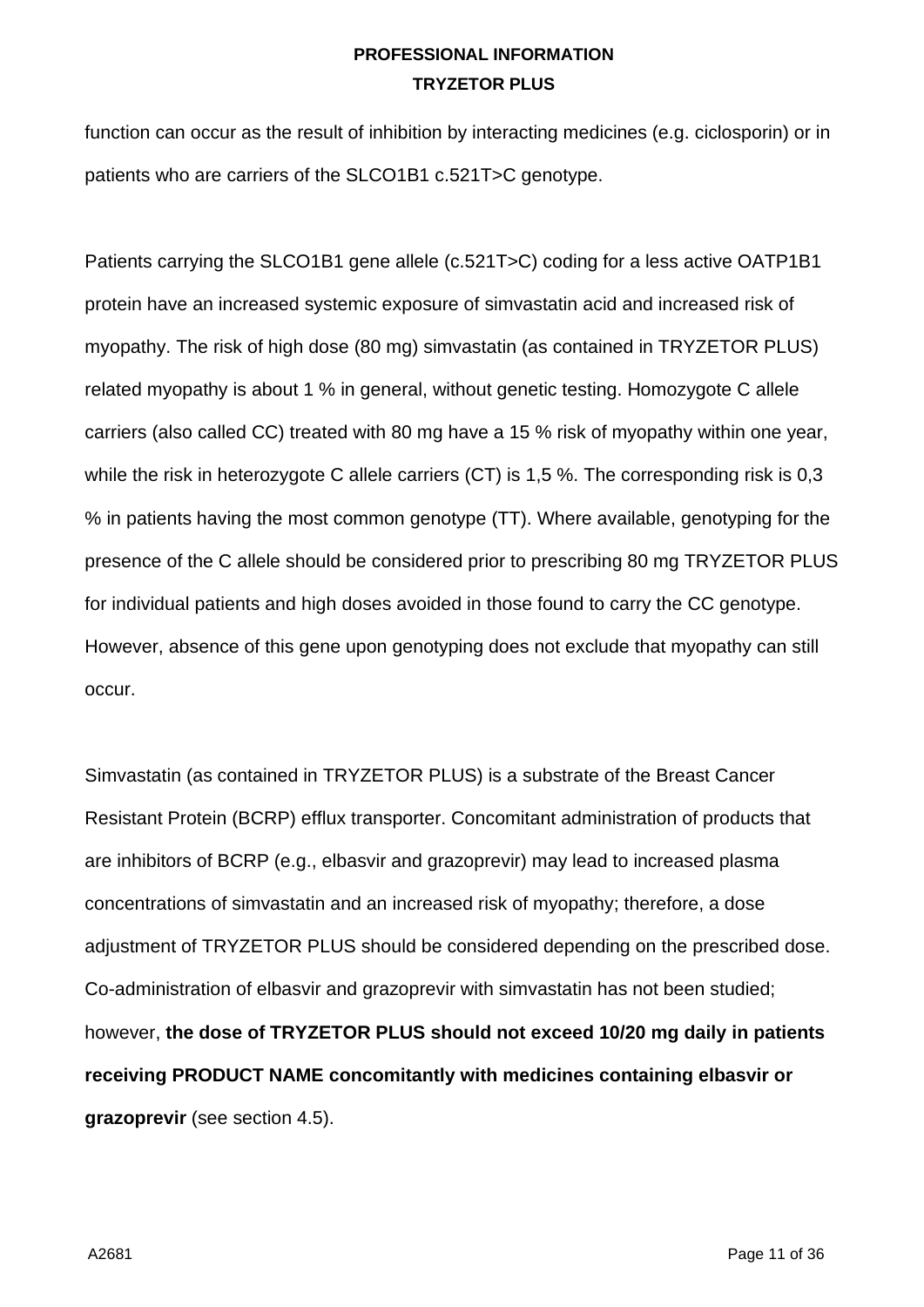function can occur as the result of inhibition by interacting medicines (e.g. ciclosporin) or in patients who are carriers of the SLCO1B1 c.521T>C genotype.

Patients carrying the SLCO1B1 gene allele (c.521T>C) coding for a less active OATP1B1 protein have an increased systemic exposure of simvastatin acid and increased risk of myopathy. The risk of high dose (80 mg) simvastatin (as contained in TRYZETOR PLUS) related myopathy is about 1 % in general, without genetic testing. Homozygote C allele carriers (also called CC) treated with 80 mg have a 15 % risk of myopathy within one year, while the risk in heterozygote C allele carriers (CT) is 1,5 %. The corresponding risk is 0,3 % in patients having the most common genotype (TT). Where available, genotyping for the presence of the C allele should be considered prior to prescribing 80 mg TRYZETOR PLUS for individual patients and high doses avoided in those found to carry the CC genotype. However, absence of this gene upon genotyping does not exclude that myopathy can still occur.

Simvastatin (as contained in TRYZETOR PLUS) is a substrate of the Breast Cancer Resistant Protein (BCRP) efflux transporter. Concomitant administration of products that are inhibitors of BCRP (e.g., elbasvir and grazoprevir) may lead to increased plasma concentrations of simvastatin and an increased risk of myopathy; therefore, a dose adjustment of TRYZETOR PLUS should be considered depending on the prescribed dose. Co-administration of elbasvir and grazoprevir with simvastatin has not been studied; however, **the dose of TRYZETOR PLUS should not exceed 10/20 mg daily in patients receiving PRODUCT NAME concomitantly with medicines containing elbasvir or grazoprevir** (see section 4.5).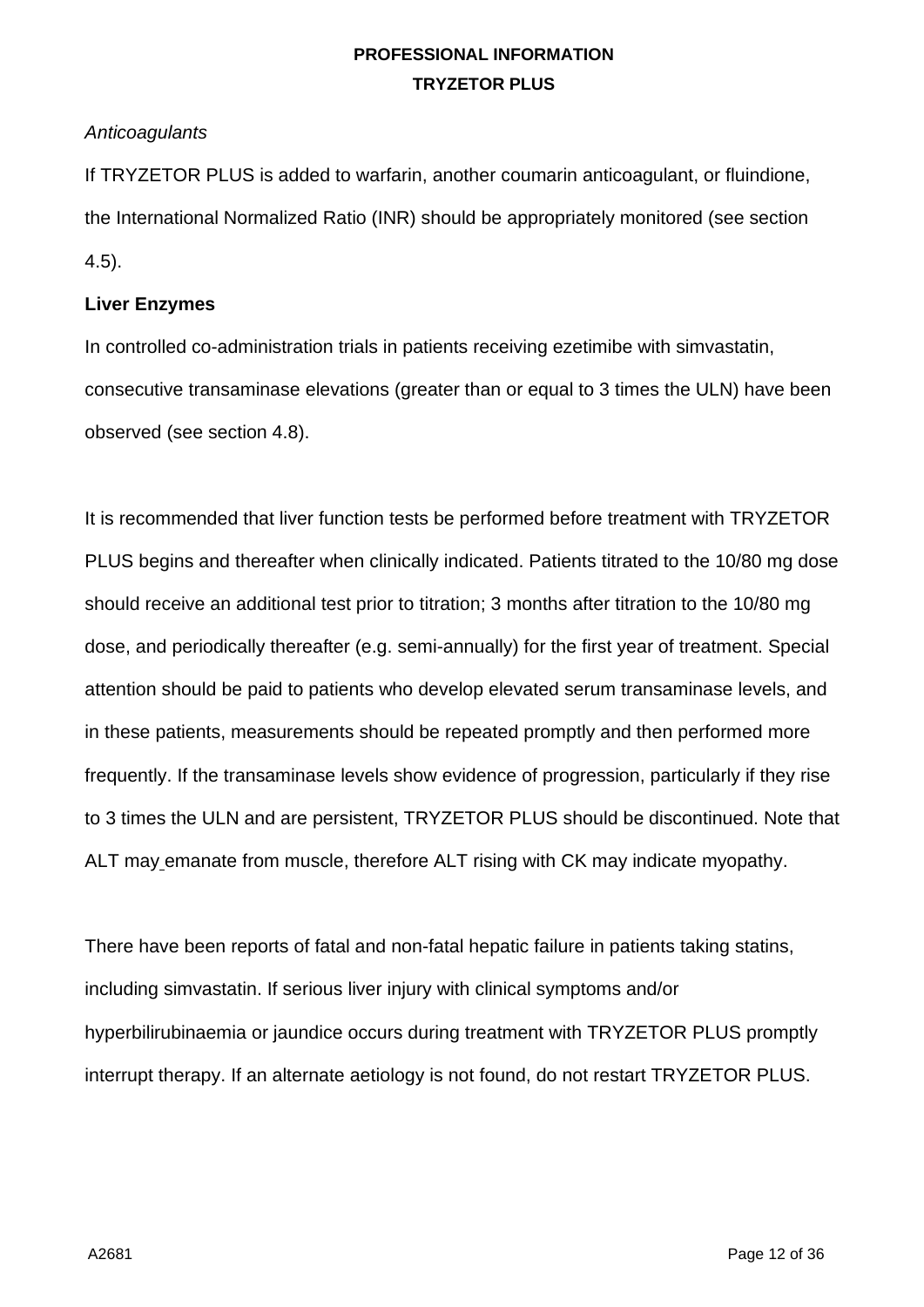*Anticoagulants*

If TRYZETOR PLUS is added to warfarin, another coumarin anticoagulant, or fluindione, the International Normalized Ratio (INR) should be appropriately monitored (see section 4.5).

**Liver Enzymes**

In controlled co-administration trials in patients receiving ezetimibe with simvastatin, consecutive transaminase elevations (greater than or equal to 3 times the ULN) have been observed (see section 4.8).

It is recommended that liver function tests be performed before treatment with TRYZETOR PLUS begins and thereafter when clinically indicated. Patients titrated to the 10/80 mg dose should receive an additional test prior to titration; 3 months after titration to the 10/80 mg dose, and periodically thereafter (e.g. semi-annually) for the first year of treatment. Special attention should be paid to patients who develop elevated serum transaminase levels, and in these patients, measurements should be repeated promptly and then performed more frequently. If the transaminase levels show evidence of progression, particularly if they rise to 3 times the ULN and are persistent, TRYZETOR PLUS should be discontinued. Note that ALT may emanate from muscle, therefore ALT rising with CK may indicate myopathy.

There have been reports of fatal and non-fatal hepatic failure in patients taking statins, including simvastatin. If serious liver injury with clinical symptoms and/or hyperbilirubinaemia or jaundice occurs during treatment with TRYZETOR PLUS promptly interrupt therapy. If an alternate aetiology is not found, do not restart TRYZETOR PLUS.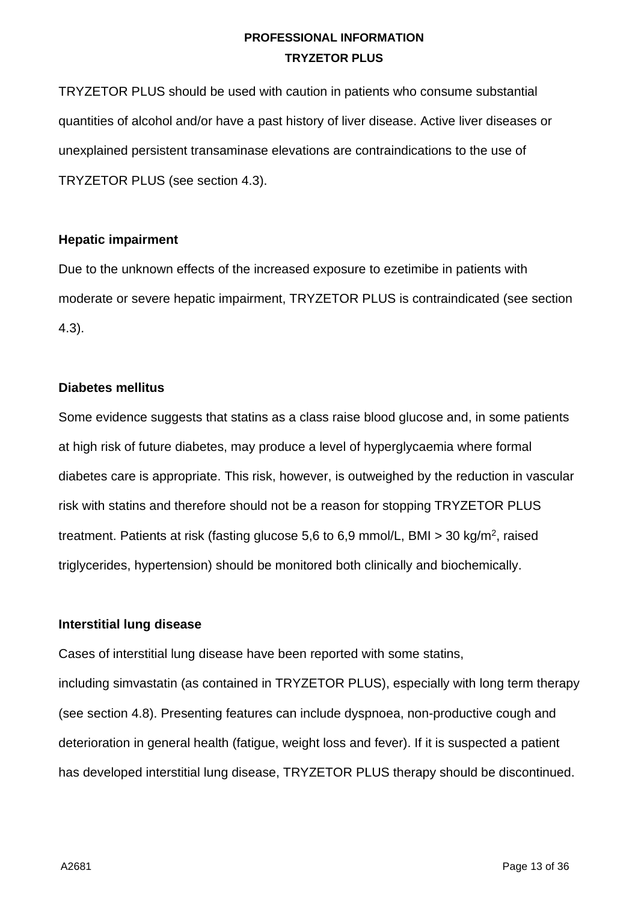TRYZETOR PLUS should be used with caution in patients who consume substantial quantities of alcohol and/or have a past history of liver disease. Active liver diseases or unexplained persistent transaminase elevations are contraindications to the use of TRYZETOR PLUS (see section 4.3).

**Hepatic impairment**

Due to the unknown effects of the increased exposure to ezetimibe in patients with moderate or severe hepatic impairment, TRYZETOR PLUS is contraindicated (see section 4.3).

**Diabetes mellitus**

Some evidence suggests that statins as a class raise blood glucose and, in some patients at high risk of future diabetes, may produce a level of hyperglycaemia where formal diabetes care is appropriate. This risk, however, is outweighed by the reduction in vascular risk with statins and therefore should not be a reason for stopping TRYZETOR PLUS treatment. Patients at risk (fasting glucose 5,6 to 6,9 mmol/L, BMI > 30 kg/m$^2$, raised triglycerides, hypertension) should be monitored both clinically and biochemically.

**Interstitial lung disease**

Cases of interstitial lung disease have been reported with some statins, including simvastatin (as contained in TRYZETOR PLUS), especially with long term therapy (see section 4.8). Presenting features can include dyspnoea, non-productive cough and deterioration in general health (fatigue, weight loss and fever). If it is suspected a patient has developed interstitial lung disease, TRYZETOR PLUS therapy should be discontinued.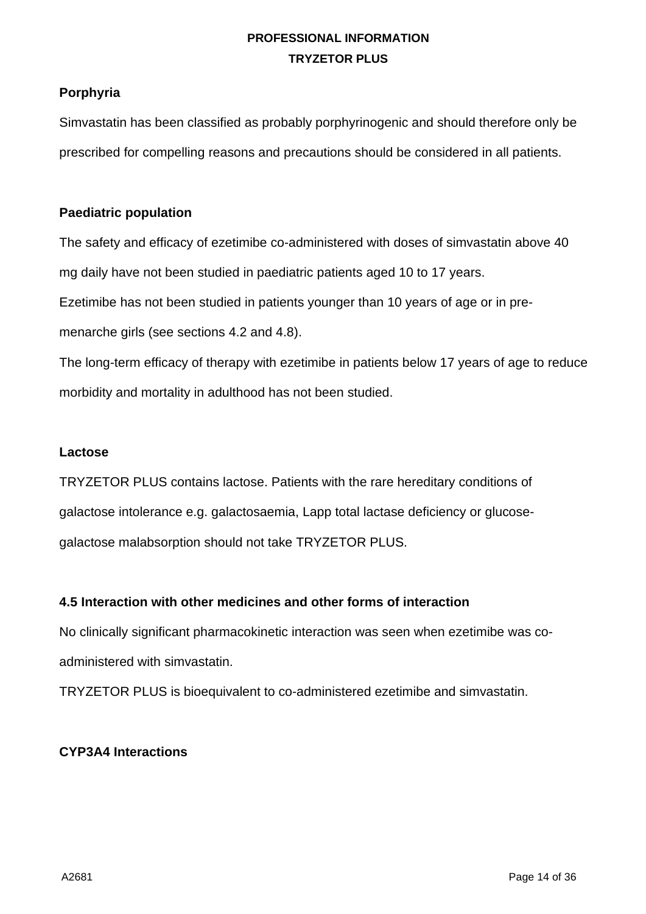**Porphyria**

Simvastatin has been classified as probably porphyrinogenic and should therefore only be prescribed for compelling reasons and precautions should be considered in all patients.

**Paediatric population**

The safety and efficacy of ezetimibe co-administered with doses of simvastatin above 40 mg daily have not been studied in paediatric patients aged 10 to 17 years.

Ezetimibe has not been studied in patients younger than 10 years of age or in pre-menarche girls (see sections 4.2 and 4.8).

The long-term efficacy of therapy with ezetimibe in patients below 17 years of age to reduce morbidity and mortality in adulthood has not been studied.

**Lactose**

TRYZETOR PLUS contains lactose. Patients with the rare hereditary conditions of galactose intolerance e.g. galactosaemia, Lapp total lactase deficiency or glucose-galactose malabsorption should not take TRYZETOR PLUS.

**4.5 Interaction with other medicines and other forms of interaction**

No clinically significant pharmacokinetic interaction was seen when ezetimibe was co-administered with simvastatin.

TRYZETOR PLUS is bioequivalent to co-administered ezetimibe and simvastatin.

**CYP3A4 Interactions**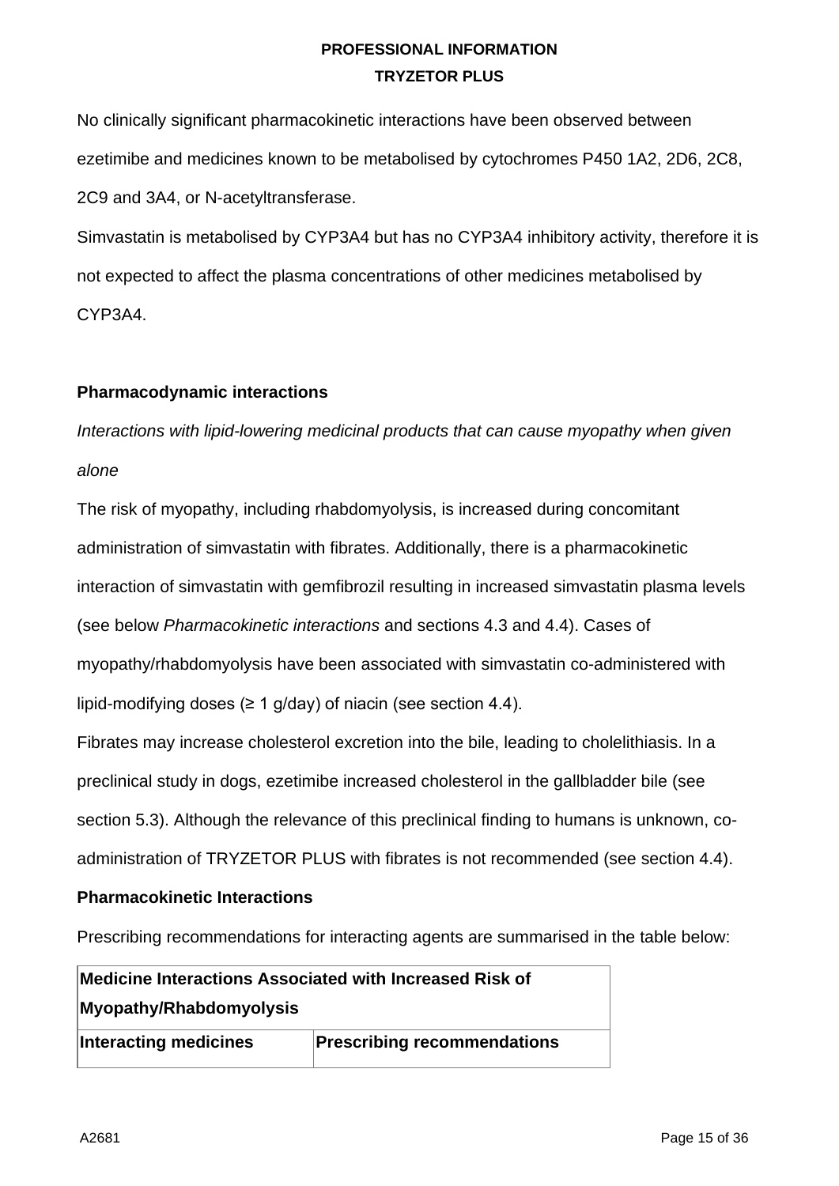No clinically significant pharmacokinetic interactions have been observed between ezetimibe and medicines known to be metabolised by cytochromes P450 1A2, 2D6, 2C8, 2C9 and 3A4, or N-acetyltransferase.

Simvastatin is metabolised by CYP3A4 but has no CYP3A4 inhibitory activity, therefore it is not expected to affect the plasma concentrations of other medicines metabolised by CYP3A4.

**Pharmacodynamic interactions**

*Interactions with lipid-lowering medicinal products that can cause myopathy when given alone*

The risk of myopathy, including rhabdomyolysis, is increased during concomitant administration of simvastatin with fibrates. Additionally, there is a pharmacokinetic interaction of simvastatin with gemfibrozil resulting in increased simvastatin plasma levels (see below *Pharmacokinetic interactions* and sections 4.3 and 4.4). Cases of myopathy/rhabdomyolysis have been associated with simvastatin co-administered with lipid-modifying doses (≥ 1 g/day) of niacin (see section 4.4).

Fibrates may increase cholesterol excretion into the bile, leading to cholelithiasis. In a preclinical study in dogs, ezetimibe increased cholesterol in the gallbladder bile (see section 5.3). Although the relevance of this preclinical finding to humans is unknown, co-administration of TRYZETOR PLUS with fibrates is not recommended (see section 4.4).

**Pharmacokinetic Interactions**

Prescribing recommendations for interacting agents are summarised in the table below:

| **Medicine Interactions Associated with Increased Risk of Myopathy/Rhabdomyolysis** | |
|---|---|
| **Interacting medicines** | **Prescribing recommendations** |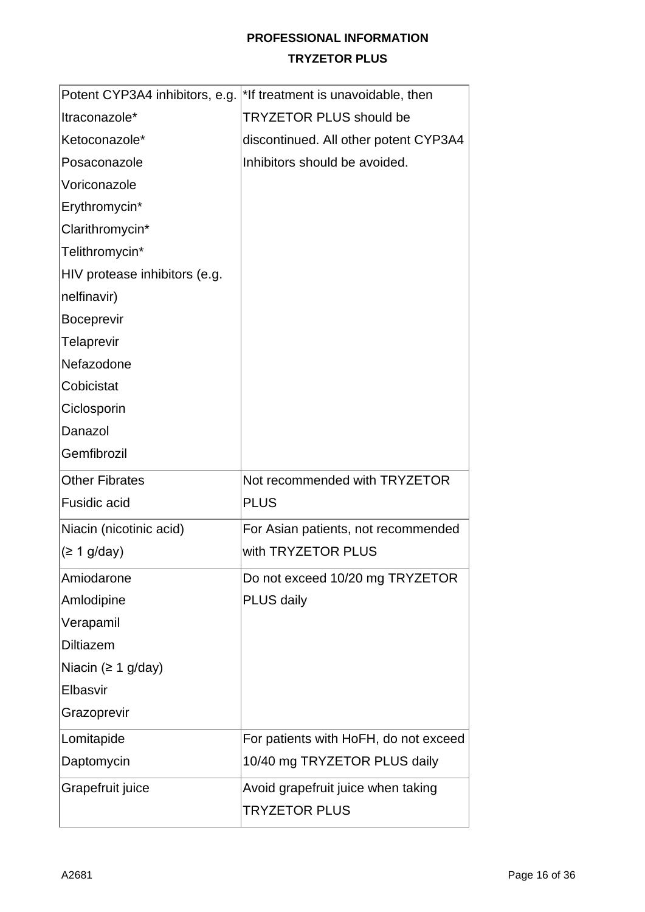| Potent CYP3A4 inhibitors, e.g.<br>Itraconazole*<br>Ketoconazole*<br>Posaconazole<br>Voriconazole<br>Erythromycin*<br>Clarithromycin*<br>Telithromycin*<br>HIV protease inhibitors (e.g. nelfinavir)<br>Boceprevir<br>Telaprevir<br>Nefazodone<br>Cobicistat<br>Ciclosporin<br>Danazol<br>Gemfibrozil | *If treatment is unavoidable, then TRYZETOR PLUS should be discontinued. All other potent CYP3A4 Inhibitors should be avoided. |
|---|---|
| Other Fibrates<br>Fusidic acid | Not recommended with TRYZETOR PLUS |
| Niacin (nicotinic acid)<br>(≥ 1 g/day) | For Asian patients, not recommended with TRYZETOR PLUS |
| Amiodarone<br>Amlodipine<br>Verapamil<br>Diltiazem<br>Niacin (≥ 1 g/day)<br>Elbasvir<br>Grazoprevir | Do not exceed 10/20 mg TRYZETOR PLUS daily |
| Lomitapide<br>Daptomycin | For patients with HoFH, do not exceed 10/40 mg TRYZETOR PLUS daily |
| Grapefruit juice | Avoid grapefruit juice when taking TRYZETOR PLUS |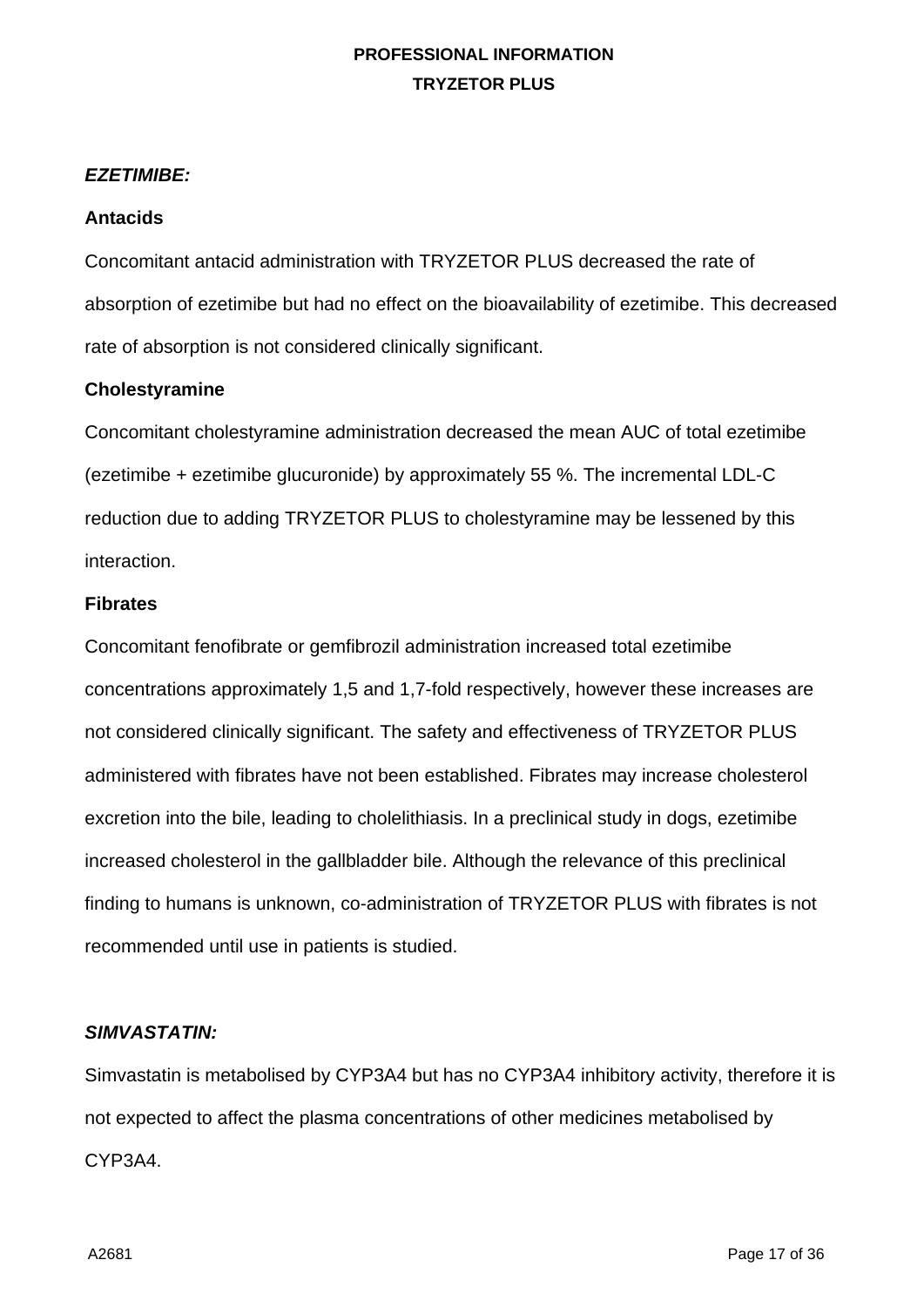***EZETIMIBE:***

**Antacids**

Concomitant antacid administration with TRYZETOR PLUS decreased the rate of absorption of ezetimibe but had no effect on the bioavailability of ezetimibe. This decreased rate of absorption is not considered clinically significant.

**Cholestyramine**

Concomitant cholestyramine administration decreased the mean AUC of total ezetimibe (ezetimibe + ezetimibe glucuronide) by approximately 55 %. The incremental LDL-C reduction due to adding TRYZETOR PLUS to cholestyramine may be lessened by this interaction.

**Fibrates**

Concomitant fenofibrate or gemfibrozil administration increased total ezetimibe concentrations approximately 1,5 and 1,7-fold respectively, however these increases are not considered clinically significant. The safety and effectiveness of TRYZETOR PLUS administered with fibrates have not been established. Fibrates may increase cholesterol excretion into the bile, leading to cholelithiasis. In a preclinical study in dogs, ezetimibe increased cholesterol in the gallbladder bile. Although the relevance of this preclinical finding to humans is unknown, co-administration of TRYZETOR PLUS with fibrates is not recommended until use in patients is studied.

***SIMVASTATIN:***

Simvastatin is metabolised by CYP3A4 but has no CYP3A4 inhibitory activity, therefore it is not expected to affect the plasma concentrations of other medicines metabolised by CYP3A4.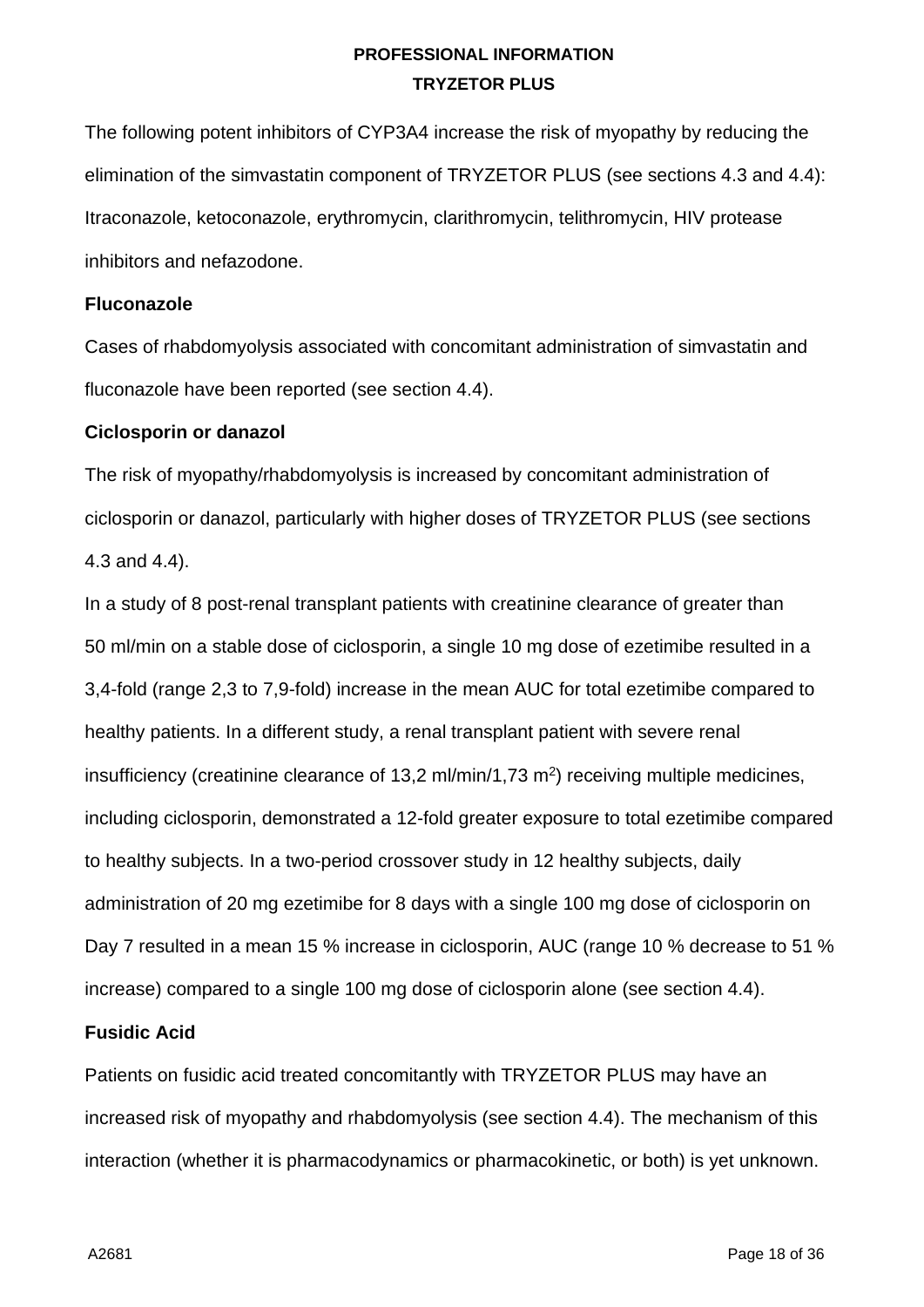The following potent inhibitors of CYP3A4 increase the risk of myopathy by reducing the elimination of the simvastatin component of TRYZETOR PLUS (see sections 4.3 and 4.4): Itraconazole, ketoconazole, erythromycin, clarithromycin, telithromycin, HIV protease inhibitors and nefazodone.

**Fluconazole**

Cases of rhabdomyolysis associated with concomitant administration of simvastatin and fluconazole have been reported (see section 4.4).

**Ciclosporin or danazol**

The risk of myopathy/rhabdomyolysis is increased by concomitant administration of ciclosporin or danazol, particularly with higher doses of TRYZETOR PLUS (see sections 4.3 and 4.4).

In a study of 8 post-renal transplant patients with creatinine clearance of greater than 50 ml/min on a stable dose of ciclosporin, a single 10 mg dose of ezetimibe resulted in a 3,4-fold (range 2,3 to 7,9-fold) increase in the mean AUC for total ezetimibe compared to healthy patients. In a different study, a renal transplant patient with severe renal insufficiency (creatinine clearance of 13,2 ml/min/1,73 $m^2$) receiving multiple medicines, including ciclosporin, demonstrated a 12-fold greater exposure to total ezetimibe compared to healthy subjects. In a two-period crossover study in 12 healthy subjects, daily administration of 20 mg ezetimibe for 8 days with a single 100 mg dose of ciclosporin on Day 7 resulted in a mean 15 % increase in ciclosporin, AUC (range 10 % decrease to 51 % increase) compared to a single 100 mg dose of ciclosporin alone (see section 4.4).

**Fusidic Acid**

Patients on fusidic acid treated concomitantly with TRYZETOR PLUS may have an increased risk of myopathy and rhabdomyolysis (see section 4.4). The mechanism of this interaction (whether it is pharmacodynamics or pharmacokinetic, or both) is yet unknown.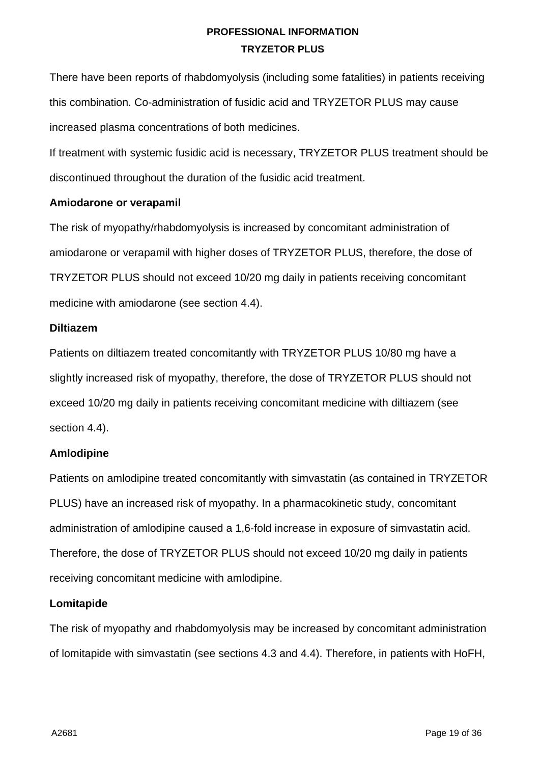There have been reports of rhabdomyolysis (including some fatalities) in patients receiving this combination. Co-administration of fusidic acid and TRYZETOR PLUS may cause increased plasma concentrations of both medicines.

If treatment with systemic fusidic acid is necessary, TRYZETOR PLUS treatment should be discontinued throughout the duration of the fusidic acid treatment.

**Amiodarone or verapamil**

The risk of myopathy/rhabdomyolysis is increased by concomitant administration of amiodarone or verapamil with higher doses of TRYZETOR PLUS, therefore, the dose of TRYZETOR PLUS should not exceed 10/20 mg daily in patients receiving concomitant medicine with amiodarone (see section 4.4).

**Diltiazem**

Patients on diltiazem treated concomitantly with TRYZETOR PLUS 10/80 mg have a slightly increased risk of myopathy, therefore, the dose of TRYZETOR PLUS should not exceed 10/20 mg daily in patients receiving concomitant medicine with diltiazem (see section 4.4).

**Amlodipine**

Patients on amlodipine treated concomitantly with simvastatin (as contained in TRYZETOR PLUS) have an increased risk of myopathy. In a pharmacokinetic study, concomitant administration of amlodipine caused a 1,6-fold increase in exposure of simvastatin acid. Therefore, the dose of TRYZETOR PLUS should not exceed 10/20 mg daily in patients receiving concomitant medicine with amlodipine.

**Lomitapide**

The risk of myopathy and rhabdomyolysis may be increased by concomitant administration of lomitapide with simvastatin (see sections 4.3 and 4.4). Therefore, in patients with HoFH,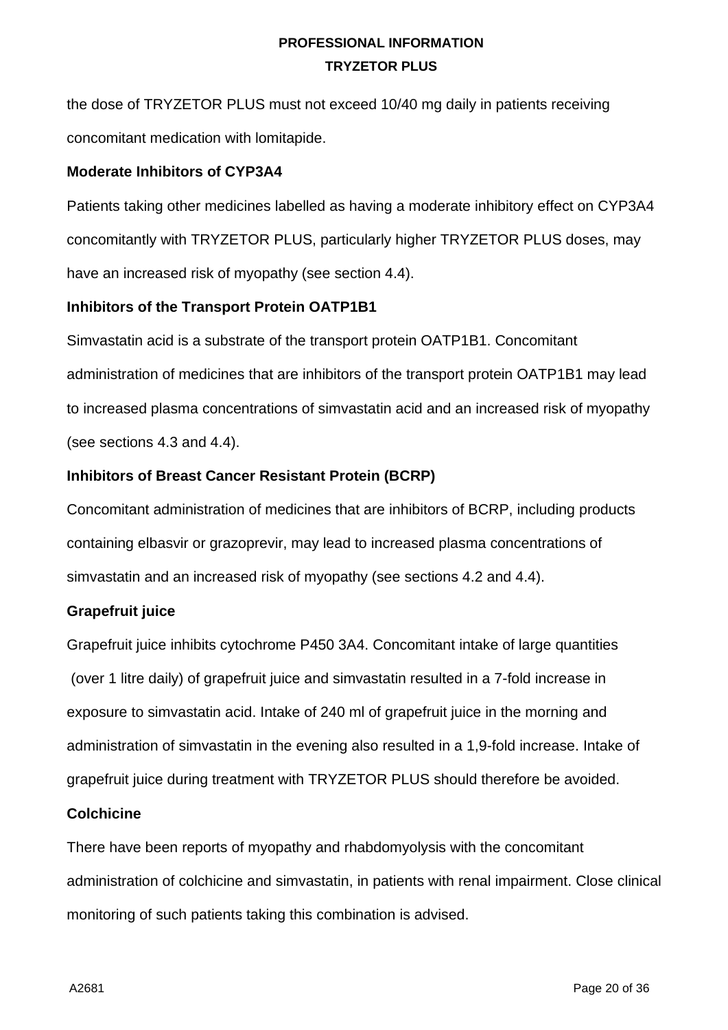the dose of TRYZETOR PLUS must not exceed 10/40 mg daily in patients receiving concomitant medication with lomitapide.

**Moderate Inhibitors of CYP3A4**

Patients taking other medicines labelled as having a moderate inhibitory effect on CYP3A4 concomitantly with TRYZETOR PLUS, particularly higher TRYZETOR PLUS doses, may have an increased risk of myopathy (see section 4.4).

**Inhibitors of the Transport Protein OATP1B1**

Simvastatin acid is a substrate of the transport protein OATP1B1. Concomitant administration of medicines that are inhibitors of the transport protein OATP1B1 may lead to increased plasma concentrations of simvastatin acid and an increased risk of myopathy (see sections 4.3 and 4.4).

**Inhibitors of Breast Cancer Resistant Protein (BCRP)**

Concomitant administration of medicines that are inhibitors of BCRP, including products containing elbasvir or grazoprevir, may lead to increased plasma concentrations of simvastatin and an increased risk of myopathy (see sections 4.2 and 4.4).

**Grapefruit juice**

Grapefruit juice inhibits cytochrome P450 3A4. Concomitant intake of large quantities (over 1 litre daily) of grapefruit juice and simvastatin resulted in a 7-fold increase in exposure to simvastatin acid. Intake of 240 ml of grapefruit juice in the morning and administration of simvastatin in the evening also resulted in a 1,9-fold increase. Intake of grapefruit juice during treatment with TRYZETOR PLUS should therefore be avoided.

**Colchicine**

There have been reports of myopathy and rhabdomyolysis with the concomitant administration of colchicine and simvastatin, in patients with renal impairment. Close clinical monitoring of such patients taking this combination is advised.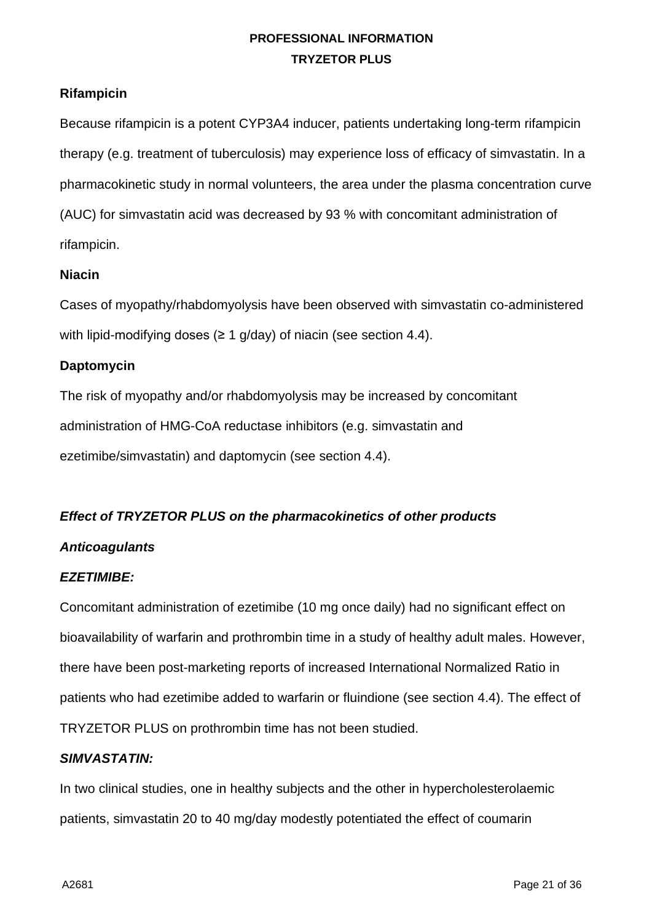**Rifampicin**

Because rifampicin is a potent CYP3A4 inducer, patients undertaking long-term rifampicin therapy (e.g. treatment of tuberculosis) may experience loss of efficacy of simvastatin. In a pharmacokinetic study in normal volunteers, the area under the plasma concentration curve (AUC) for simvastatin acid was decreased by 93 % with concomitant administration of rifampicin.

**Niacin**

Cases of myopathy/rhabdomyolysis have been observed with simvastatin co-administered with lipid-modifying doses (≥ 1 g/day) of niacin (see section 4.4).

**Daptomycin**

The risk of myopathy and/or rhabdomyolysis may be increased by concomitant administration of HMG-CoA reductase inhibitors (e.g. simvastatin and ezetimibe/simvastatin) and daptomycin (see section 4.4).

***Effect of TRYZETOR PLUS on the pharmacokinetics of other products***

***Anticoagulants***

***EZETIMIBE:***

Concomitant administration of ezetimibe (10 mg once daily) had no significant effect on bioavailability of warfarin and prothrombin time in a study of healthy adult males. However, there have been post-marketing reports of increased International Normalized Ratio in patients who had ezetimibe added to warfarin or fluindione (see section 4.4). The effect of TRYZETOR PLUS on prothrombin time has not been studied.

***SIMVASTATIN:***

In two clinical studies, one in healthy subjects and the other in hypercholesterolaemic patients, simvastatin 20 to 40 mg/day modestly potentiated the effect of coumarin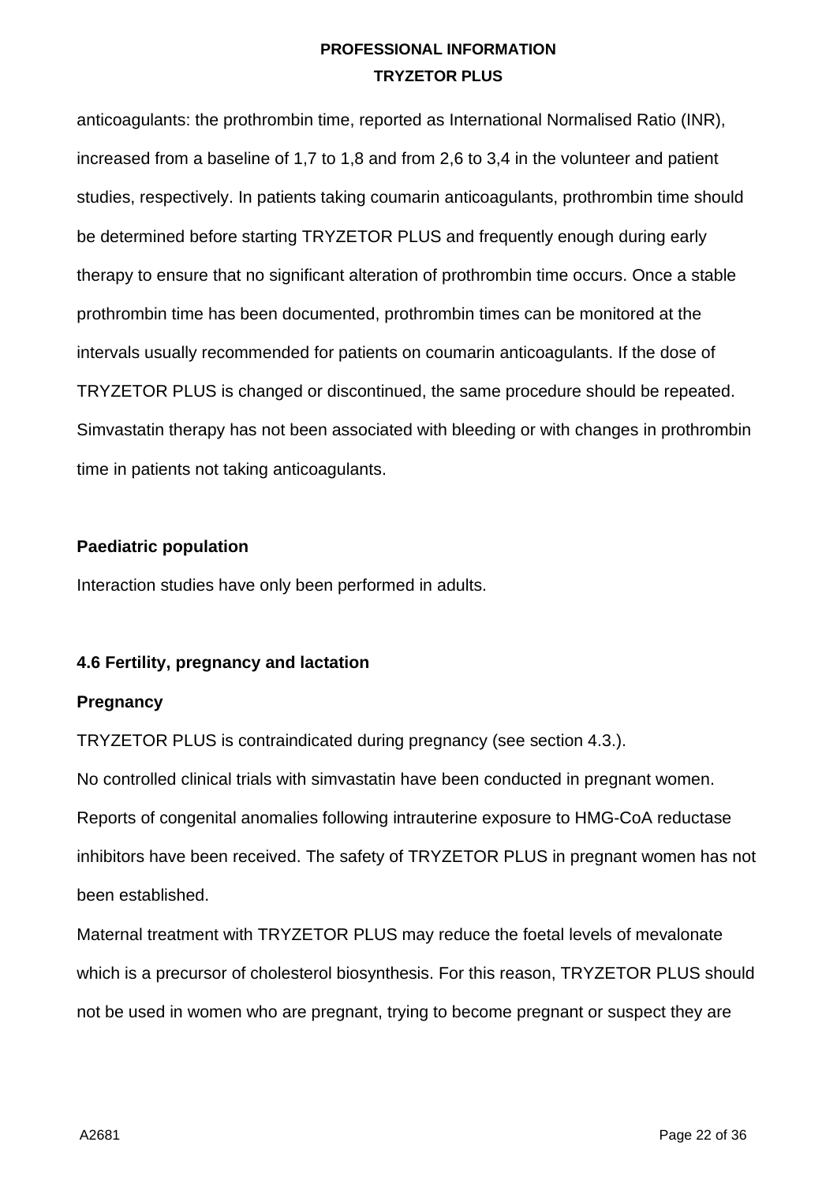anticoagulants: the prothrombin time, reported as International Normalised Ratio (INR), increased from a baseline of 1,7 to 1,8 and from 2,6 to 3,4 in the volunteer and patient studies, respectively. In patients taking coumarin anticoagulants, prothrombin time should be determined before starting TRYZETOR PLUS and frequently enough during early therapy to ensure that no significant alteration of prothrombin time occurs. Once a stable prothrombin time has been documented, prothrombin times can be monitored at the intervals usually recommended for patients on coumarin anticoagulants. If the dose of TRYZETOR PLUS is changed or discontinued, the same procedure should be repeated. Simvastatin therapy has not been associated with bleeding or with changes in prothrombin time in patients not taking anticoagulants.

**Paediatric population**

Interaction studies have only been performed in adults.

**4.6 Fertility, pregnancy and lactation**

**Pregnancy**

TRYZETOR PLUS is contraindicated during pregnancy (see section 4.3.).
No controlled clinical trials with simvastatin have been conducted in pregnant women. Reports of congenital anomalies following intrauterine exposure to HMG-CoA reductase inhibitors have been received. The safety of TRYZETOR PLUS in pregnant women has not been established.
Maternal treatment with TRYZETOR PLUS may reduce the foetal levels of mevalonate which is a precursor of cholesterol biosynthesis. For this reason, TRYZETOR PLUS should not be used in women who are pregnant, trying to become pregnant or suspect they are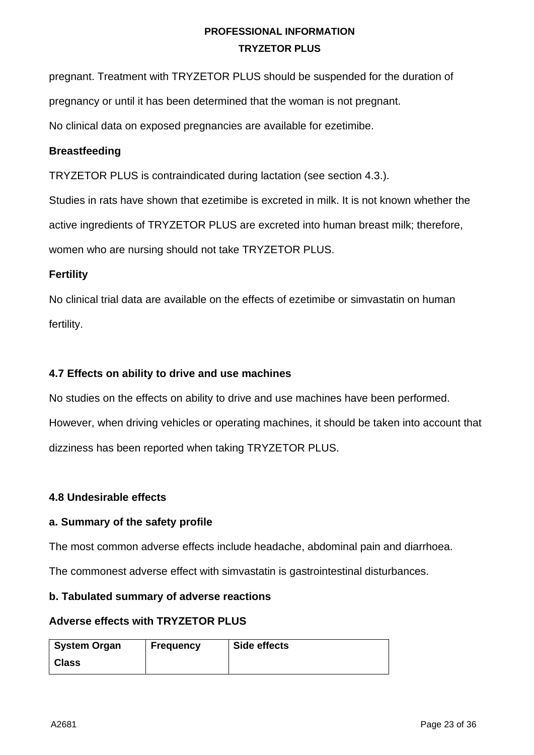pregnant. Treatment with TRYZETOR PLUS should be suspended for the duration of pregnancy or until it has been determined that the woman is not pregnant.

No clinical data on exposed pregnancies are available for ezetimibe.

**Breastfeeding**

TRYZETOR PLUS is contraindicated during lactation (see section 4.3.).

Studies in rats have shown that ezetimibe is excreted in milk. It is not known whether the active ingredients of TRYZETOR PLUS are excreted into human breast milk; therefore, women who are nursing should not take TRYZETOR PLUS.

**Fertility**

No clinical trial data are available on the effects of ezetimibe or simvastatin on human fertility.

### 4.7 Effects on ability to drive and use machines

No studies on the effects on ability to drive and use machines have been performed. However, when driving vehicles or operating machines, it should be taken into account that dizziness has been reported when taking TRYZETOR PLUS.

### 4.8 Undesirable effects

**a. Summary of the safety profile**

The most common adverse effects include headache, abdominal pain and diarrhoea.

The commonest adverse effect with simvastatin is gastrointestinal disturbances.

**b. Tabulated summary of adverse reactions**

**Adverse effects with TRYZETOR PLUS**

| System Organ Class | Frequency | Side effects |
|---|---|---|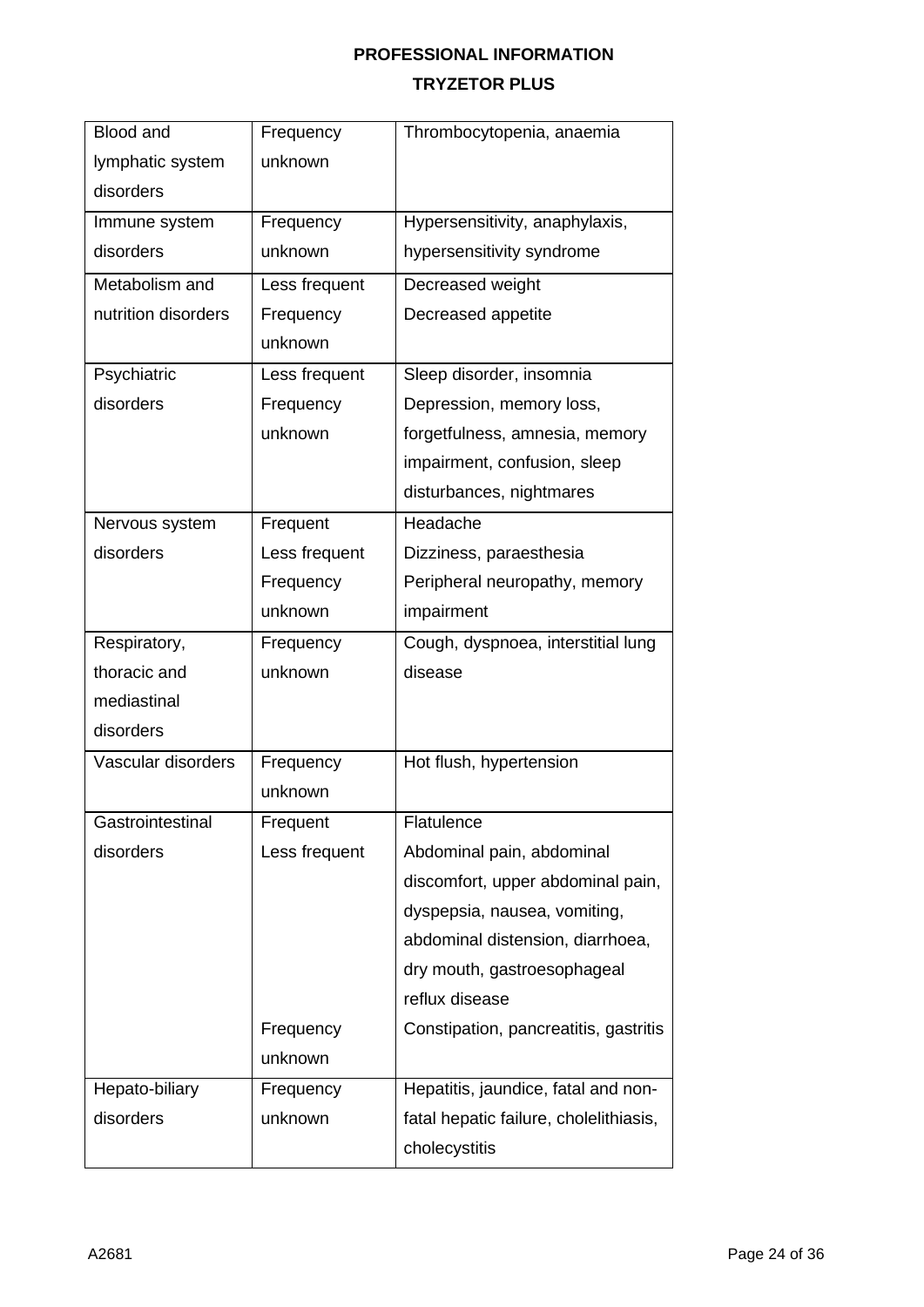| Blood and lymphatic system disorders | Frequency unknown | Thrombocytopenia, anaemia |
|---|---|---|
| Immune system disorders | Frequency unknown | Hypersensitivity, anaphylaxis, hypersensitivity syndrome |
| Metabolism and nutrition disorders | Less frequent<br>Frequency unknown | Decreased weight<br>Decreased appetite |
| Psychiatric disorders | Less frequent<br>Frequency unknown | Sleep disorder, insomnia<br>Depression, memory loss, forgetfulness, amnesia, memory impairment, confusion, sleep disturbances, nightmares |
| Nervous system disorders | Frequent<br>Less frequent<br>Frequency unknown | Headache<br>Dizziness, paraesthesia<br>Peripheral neuropathy, memory impairment |
| Respiratory, thoracic and mediastinal disorders | Frequency unknown | Cough, dyspnoea, interstitial lung disease |
| Vascular disorders | Frequency unknown | Hot flush, hypertension |
| Gastrointestinal disorders | Frequent<br>Less frequent<br><br>Frequency unknown | Flatulence<br>Abdominal pain, abdominal discomfort, upper abdominal pain, dyspepsia, nausea, vomiting, abdominal distension, diarrhoea, dry mouth, gastroesophageal reflux disease<br>Constipation, pancreatitis, gastritis |
| Hepato-biliary disorders | Frequency unknown | Hepatitis, jaundice, fatal and non-fatal hepatic failure, cholelithiasis, cholecystitis |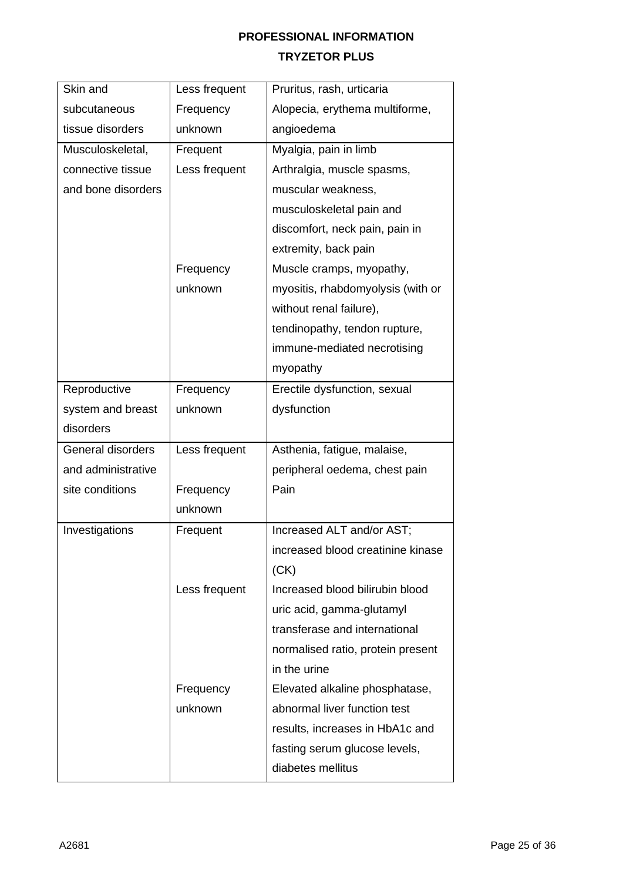| Skin and subcutaneous tissue disorders | Less frequent<br>Frequency unknown | Pruritus, rash, urticaria<br>Alopecia, erythema multiforme, angioedema |
|---|---|---|
| Musculoskeletal, connective tissue and bone disorders | Frequent<br>Less frequent<br><br><br><br><br>Frequency unknown | Myalgia, pain in limb<br>Arthralgia, muscle spasms, muscular weakness, musculoskeletal pain and discomfort, neck pain, pain in extremity, back pain<br>Muscle cramps, myopathy, myositis, rhabdomyolysis (with or without renal failure), tendinopathy, tendon rupture, immune-mediated necrotising myopathy |
| Reproductive system and breast disorders | Frequency unknown | Erectile dysfunction, sexual dysfunction |
| General disorders and administrative site conditions | Less frequent<br><br>Frequency unknown | Asthenia, fatigue, malaise, peripheral oedema, chest pain<br>Pain |
| Investigations | Frequent<br><br><br>Less frequent<br><br><br><br><br>Frequency unknown | Increased ALT and/or AST; increased blood creatinine kinase (CK)<br>Increased blood bilirubin blood uric acid, gamma-glutamyl transferase and international normalised ratio, protein present in the urine<br>Elevated alkaline phosphatase, abnormal liver function test results, increases in HbA1c and fasting serum glucose levels, diabetes mellitus |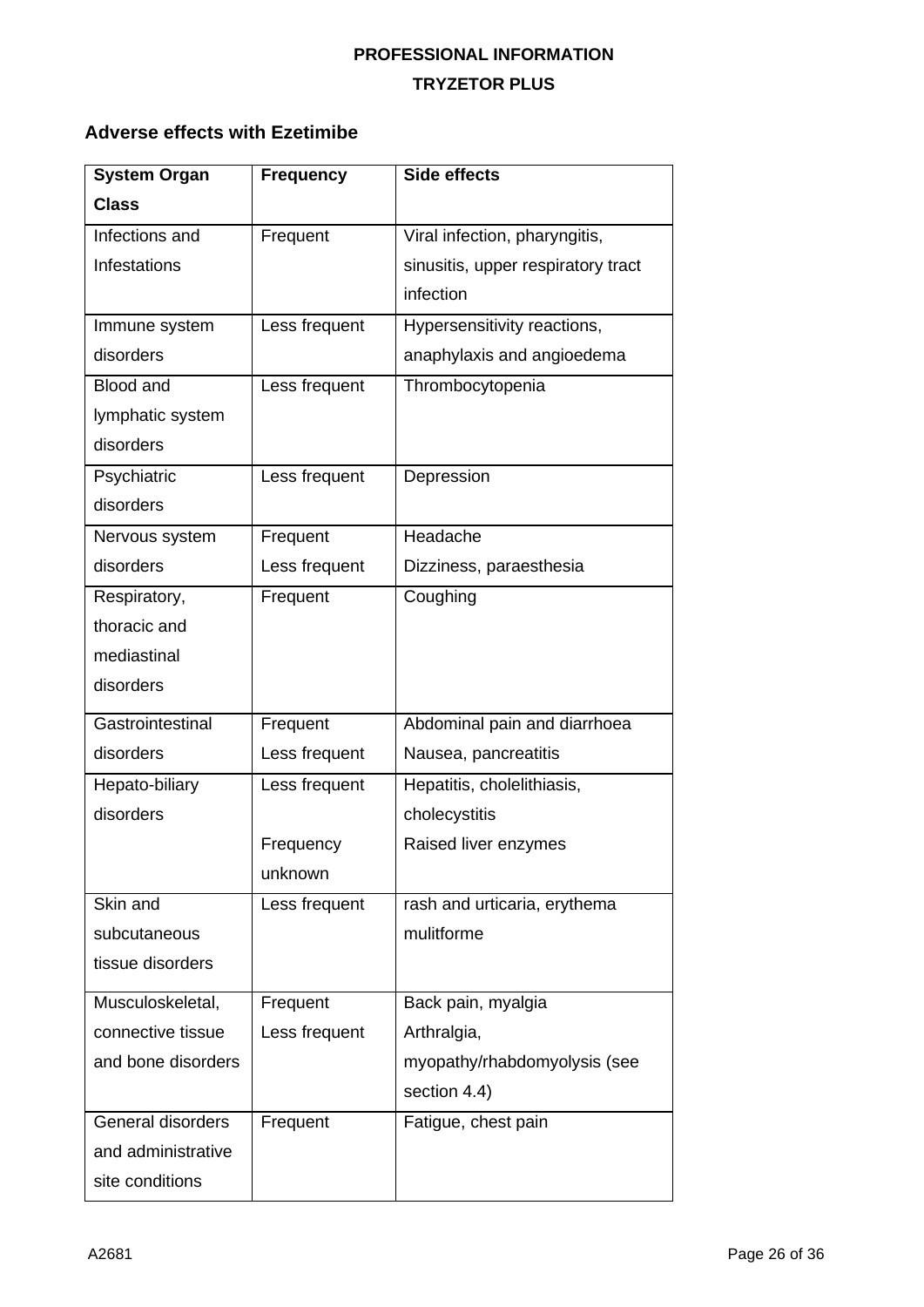### Adverse effects with Ezetimibe

| System Organ Class | Frequency | Side effects |
|---|---|---|
| Infections and Infestations | Frequent | Viral infection, pharyngitis, sinusitis, upper respiratory tract infection |
| Immune system disorders | Less frequent | Hypersensitivity reactions, anaphylaxis and angioedema |
| Blood and lymphatic system disorders | Less frequent | Thrombocytopenia |
| Psychiatric disorders | Less frequent | Depression |
| Nervous system disorders | Frequent<br>Less frequent | Headache<br>Dizziness, paraesthesia |
| Respiratory, thoracic and mediastinal disorders | Frequent | Coughing |
| Gastrointestinal disorders | Frequent<br>Less frequent | Abdominal pain and diarrhoea<br>Nausea, pancreatitis |
| Hepato-biliary disorders | Less frequent<br><br>Frequency unknown | Hepatitis, cholelithiasis, cholecystitis<br>Raised liver enzymes |
| Skin and subcutaneous tissue disorders | Less frequent | rash and urticaria, erythema mulitforme |
| Musculoskeletal, connective tissue and bone disorders | Frequent<br>Less frequent | Back pain, myalgia<br>Arthralgia, myopathy/rhabdomyolysis (see section 4.4) |
| General disorders and administrative site conditions | Frequent | Fatigue, chest pain |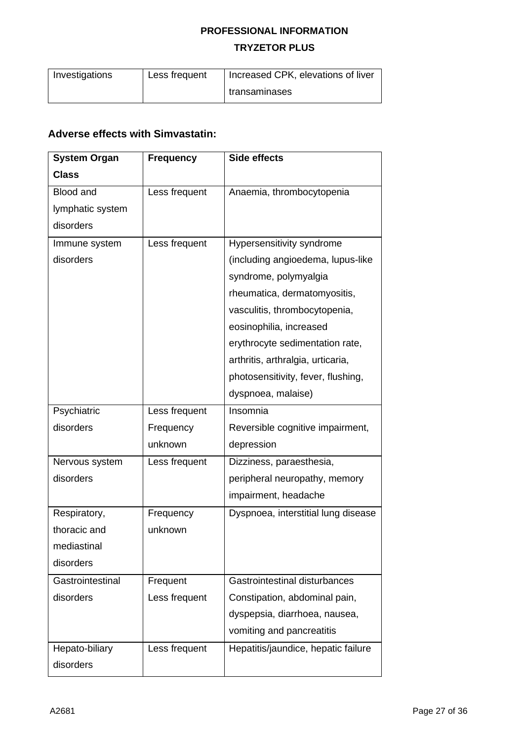| Investigations | Less frequent | Increased CPK, elevations of liver transaminases |
|---|---|---|

**Adverse effects with Simvastatin:**

| **System Organ Class** | **Frequency** | **Side effects** |
|---|---|---|
| Blood and lymphatic system disorders | Less frequent | Anaemia, thrombocytopenia |
| Immune system disorders | Less frequent | Hypersensitivity syndrome (including angioedema, lupus-like syndrome, polymyalgia rheumatica, dermatomyositis, vasculitis, thrombocytopenia, eosinophilia, increased erythrocyte sedimentation rate, arthritis, arthralgia, urticaria, photosensitivity, fever, flushing, dyspnoea, malaise) |
| Psychiatric disorders | Less frequent<br>Frequency unknown | Insomnia<br>Reversible cognitive impairment, depression |
| Nervous system disorders | Less frequent | Dizziness, paraesthesia, peripheral neuropathy, memory impairment, headache |
| Respiratory, thoracic and mediastinal disorders | Frequency unknown | Dyspnoea, interstitial lung disease |
| Gastrointestinal disorders | Frequent<br>Less frequent | Gastrointestinal disturbances<br>Constipation, abdominal pain, dyspepsia, diarrhoea, nausea, vomiting and pancreatitis |
| Hepato-biliary disorders | Less frequent | Hepatitis/jaundice, hepatic failure |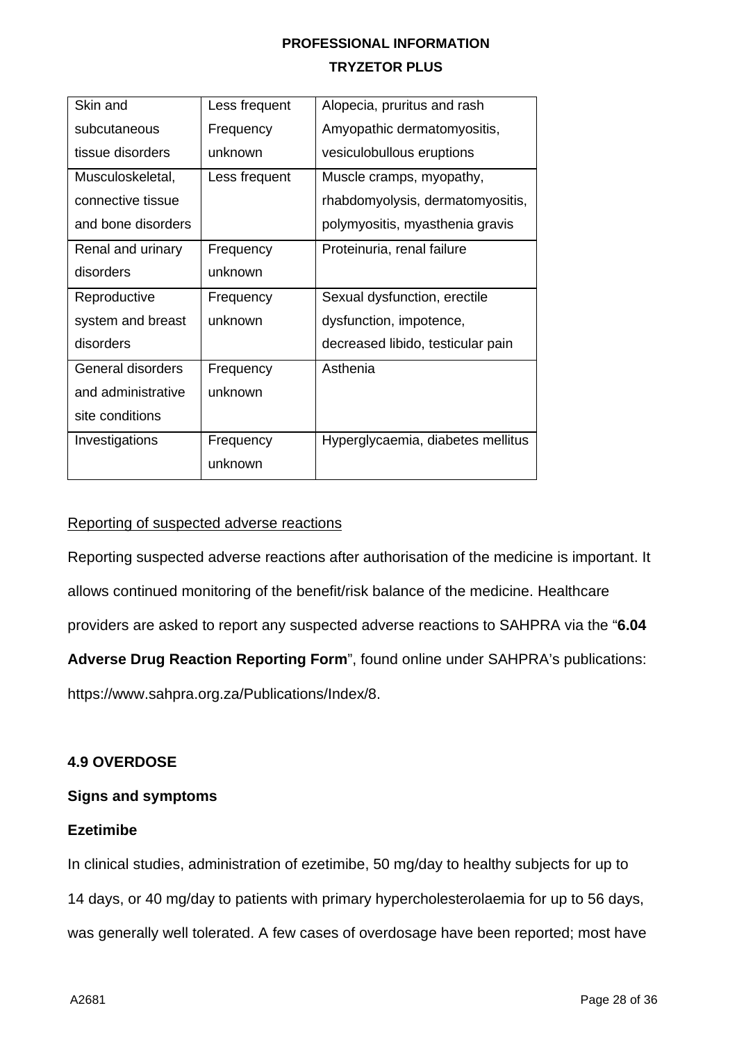| | | |
|---|---|---|
| Skin and subcutaneous tissue disorders | Less frequent Frequency unknown | Alopecia, pruritus and rash Amyopathic dermatomyositis, vesiculobullous eruptions |
| Musculoskeletal, connective tissue and bone disorders | Less frequent | Muscle cramps, myopathy, rhabdomyolysis, dermatomyositis, polymyositis, myasthenia gravis |
| Renal and urinary disorders | Frequency unknown | Proteinuria, renal failure |
| Reproductive system and breast disorders | Frequency unknown | Sexual dysfunction, erectile dysfunction, impotence, decreased libido, testicular pain |
| General disorders and administrative site conditions | Frequency unknown | Asthenia |
| Investigations | Frequency unknown | Hyperglycaemia, diabetes mellitus |

Reporting of suspected adverse reactions

Reporting suspected adverse reactions after authorisation of the medicine is important. It allows continued monitoring of the benefit/risk balance of the medicine. Healthcare providers are asked to report any suspected adverse reactions to SAHPRA via the "**6.04 Adverse Drug Reaction Reporting Form**", found online under SAHPRA's publications: https://www.sahpra.org.za/Publications/Index/8.

**4.9 OVERDOSE**

**Signs and symptoms**

**Ezetimibe**

In clinical studies, administration of ezetimibe, 50 mg/day to healthy subjects for up to 14 days, or 40 mg/day to patients with primary hypercholesterolaemia for up to 56 days, was generally well tolerated. A few cases of overdosage have been reported; most have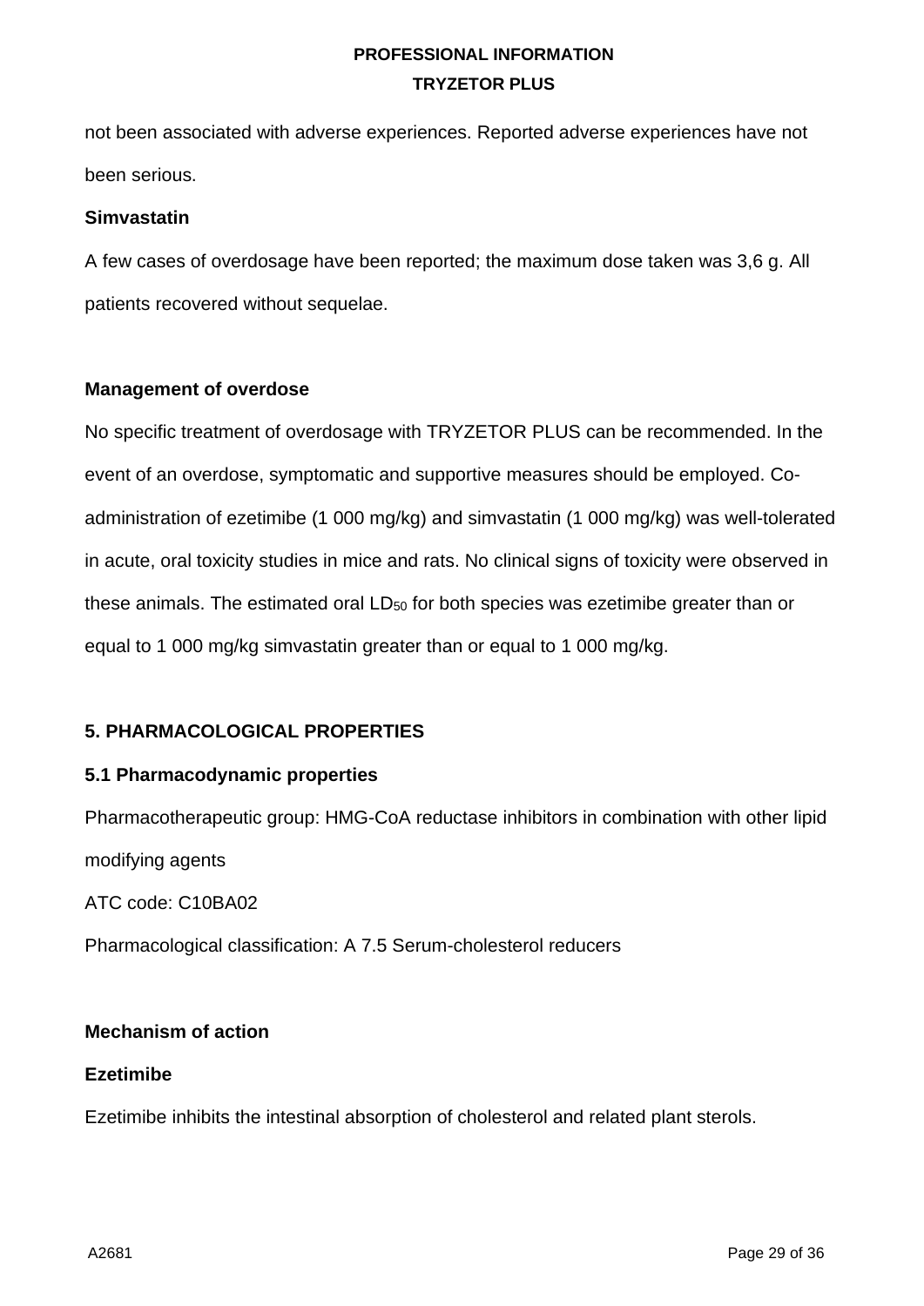not been associated with adverse experiences. Reported adverse experiences have not been serious.

**Simvastatin**

A few cases of overdosage have been reported; the maximum dose taken was 3,6 g. All patients recovered without sequelae.

**Management of overdose**

No specific treatment of overdosage with TRYZETOR PLUS can be recommended. In the event of an overdose, symptomatic and supportive measures should be employed. Co-administration of ezetimibe (1 000 mg/kg) and simvastatin (1 000 mg/kg) was well-tolerated in acute, oral toxicity studies in mice and rats. No clinical signs of toxicity were observed in these animals. The estimated oral $LD_{50}$ for both species was ezetimibe greater than or equal to 1 000 mg/kg simvastatin greater than or equal to 1 000 mg/kg.

## 5. PHARMACOLOGICAL PROPERTIES

### 5.1 Pharmacodynamic properties

Pharmacotherapeutic group: HMG-CoA reductase inhibitors in combination with other lipid modifying agents

ATC code: C10BA02

Pharmacological classification: A 7.5 Serum-cholesterol reducers

**Mechanism of action**

**Ezetimibe**

Ezetimibe inhibits the intestinal absorption of cholesterol and related plant sterols.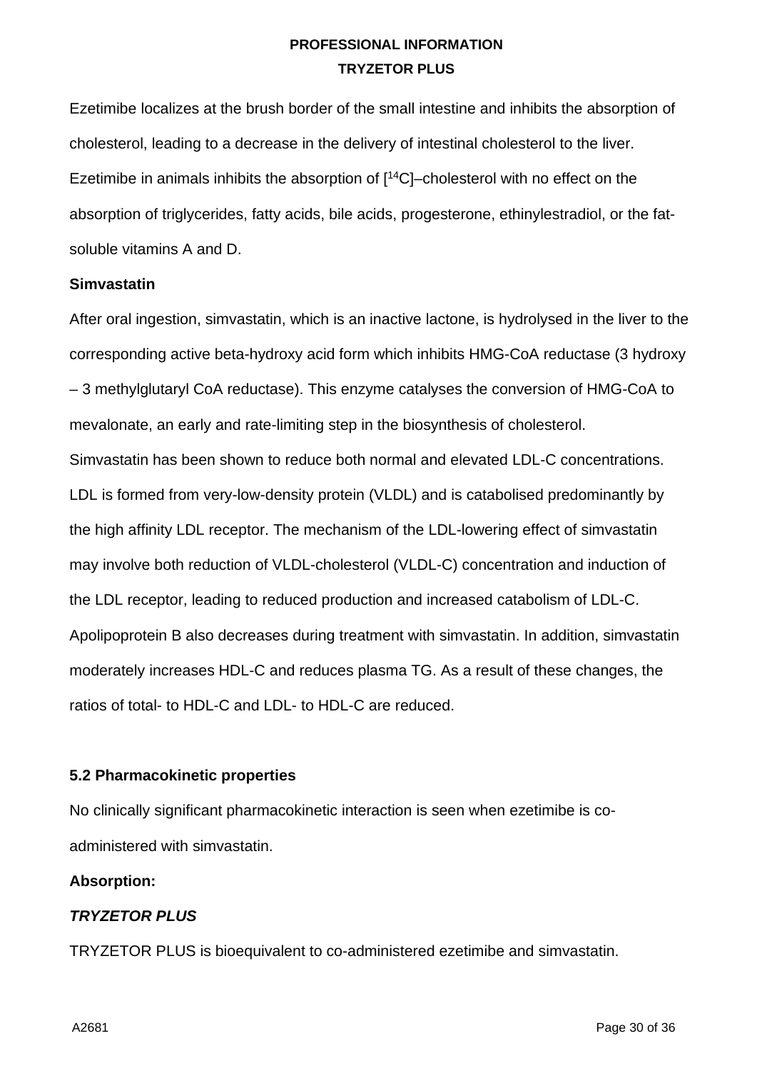Ezetimibe localizes at the brush border of the small intestine and inhibits the absorption of cholesterol, leading to a decrease in the delivery of intestinal cholesterol to the liver. Ezetimibe in animals inhibits the absorption of [$^{14}$C]–cholesterol with no effect on the absorption of triglycerides, fatty acids, bile acids, progesterone, ethinylestradiol, or the fat-soluble vitamins A and D.

**Simvastatin**

After oral ingestion, simvastatin, which is an inactive lactone, is hydrolysed in the liver to the corresponding active beta-hydroxy acid form which inhibits HMG-CoA reductase (3 hydroxy – 3 methylglutaryl CoA reductase). This enzyme catalyses the conversion of HMG-CoA to mevalonate, an early and rate-limiting step in the biosynthesis of cholesterol.

Simvastatin has been shown to reduce both normal and elevated LDL-C concentrations. LDL is formed from very-low-density protein (VLDL) and is catabolised predominantly by the high affinity LDL receptor. The mechanism of the LDL-lowering effect of simvastatin may involve both reduction of VLDL-cholesterol (VLDL-C) concentration and induction of the LDL receptor, leading to reduced production and increased catabolism of LDL-C. Apolipoprotein B also decreases during treatment with simvastatin. In addition, simvastatin moderately increases HDL-C and reduces plasma TG. As a result of these changes, the ratios of total- to HDL-C and LDL- to HDL-C are reduced.

**5.2 Pharmacokinetic properties**

No clinically significant pharmacokinetic interaction is seen when ezetimibe is co-administered with simvastatin.

**Absorption:**

***TRYZETOR PLUS***

TRYZETOR PLUS is bioequivalent to co-administered ezetimibe and simvastatin.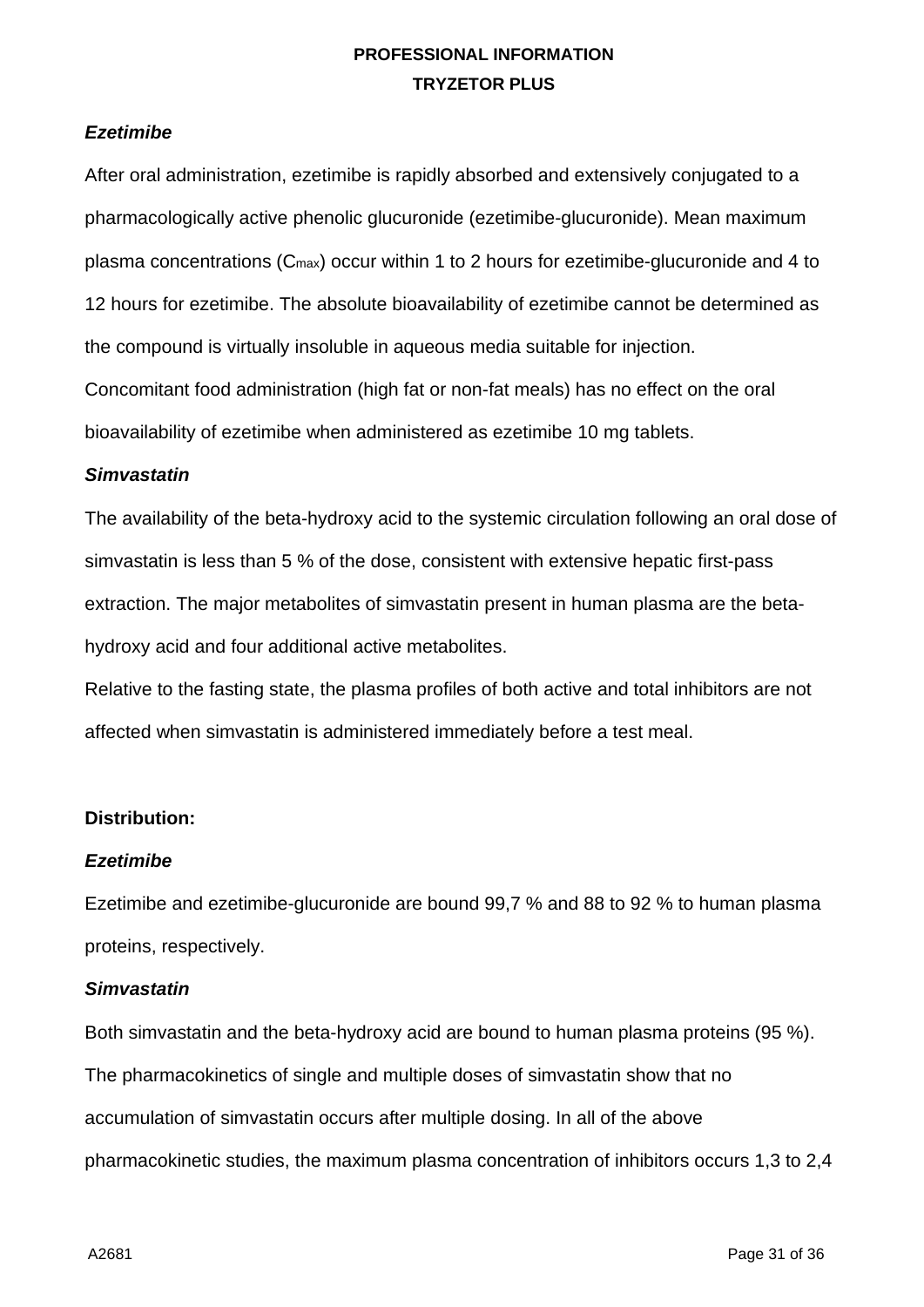***Ezetimibe***

After oral administration, ezetimibe is rapidly absorbed and extensively conjugated to a pharmacologically active phenolic glucuronide (ezetimibe-glucuronide). Mean maximum plasma concentrations ($C_{max}$) occur within 1 to 2 hours for ezetimibe-glucuronide and 4 to 12 hours for ezetimibe. The absolute bioavailability of ezetimibe cannot be determined as the compound is virtually insoluble in aqueous media suitable for injection.

Concomitant food administration (high fat or non-fat meals) has no effect on the oral bioavailability of ezetimibe when administered as ezetimibe 10 mg tablets.

***Simvastatin***

The availability of the beta-hydroxy acid to the systemic circulation following an oral dose of simvastatin is less than 5 % of the dose, consistent with extensive hepatic first-pass extraction. The major metabolites of simvastatin present in human plasma are the beta-hydroxy acid and four additional active metabolites.

Relative to the fasting state, the plasma profiles of both active and total inhibitors are not affected when simvastatin is administered immediately before a test meal.

**Distribution:**

***Ezetimibe***

Ezetimibe and ezetimibe-glucuronide are bound 99,7 % and 88 to 92 % to human plasma proteins, respectively.

***Simvastatin***

Both simvastatin and the beta-hydroxy acid are bound to human plasma proteins (95 %). The pharmacokinetics of single and multiple doses of simvastatin show that no accumulation of simvastatin occurs after multiple dosing. In all of the above pharmacokinetic studies, the maximum plasma concentration of inhibitors occurs 1,3 to 2,4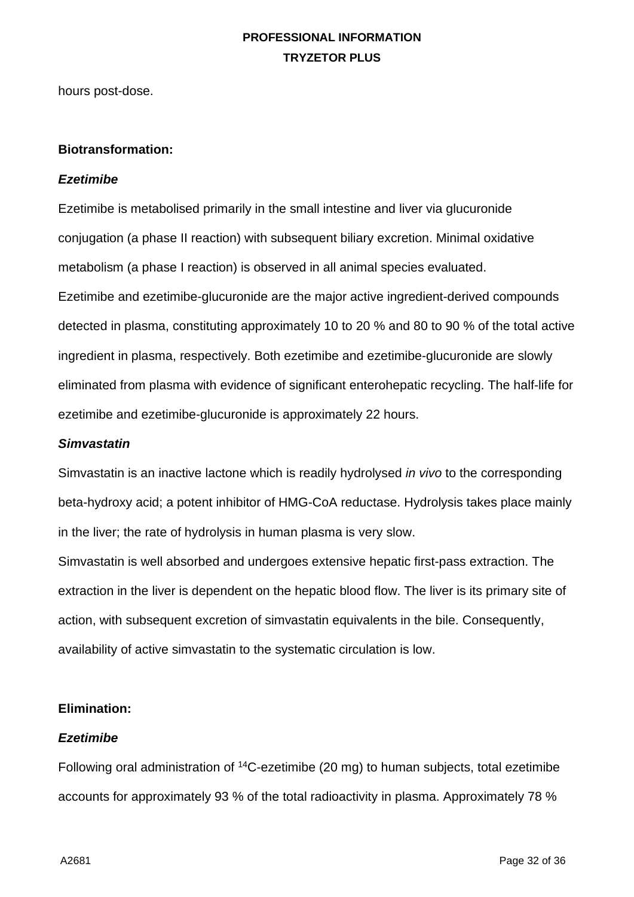hours post-dose.

**Biotransformation:**

***Ezetimibe***

Ezetimibe is metabolised primarily in the small intestine and liver via glucuronide conjugation (a phase II reaction) with subsequent biliary excretion. Minimal oxidative metabolism (a phase I reaction) is observed in all animal species evaluated.

Ezetimibe and ezetimibe-glucuronide are the major active ingredient-derived compounds detected in plasma, constituting approximately 10 to 20 % and 80 to 90 % of the total active ingredient in plasma, respectively. Both ezetimibe and ezetimibe-glucuronide are slowly eliminated from plasma with evidence of significant enterohepatic recycling. The half-life for ezetimibe and ezetimibe-glucuronide is approximately 22 hours.

***Simvastatin***

Simvastatin is an inactive lactone which is readily hydrolysed *in vivo* to the corresponding beta-hydroxy acid; a potent inhibitor of HMG-CoA reductase. Hydrolysis takes place mainly in the liver; the rate of hydrolysis in human plasma is very slow.

Simvastatin is well absorbed and undergoes extensive hepatic first-pass extraction. The extraction in the liver is dependent on the hepatic blood flow. The liver is its primary site of action, with subsequent excretion of simvastatin equivalents in the bile. Consequently, availability of active simvastatin to the systematic circulation is low.

**Elimination:**

***Ezetimibe***

Following oral administration of $^{14}C$-ezetimibe (20 mg) to human subjects, total ezetimibe accounts for approximately 93 % of the total radioactivity in plasma. Approximately 78 %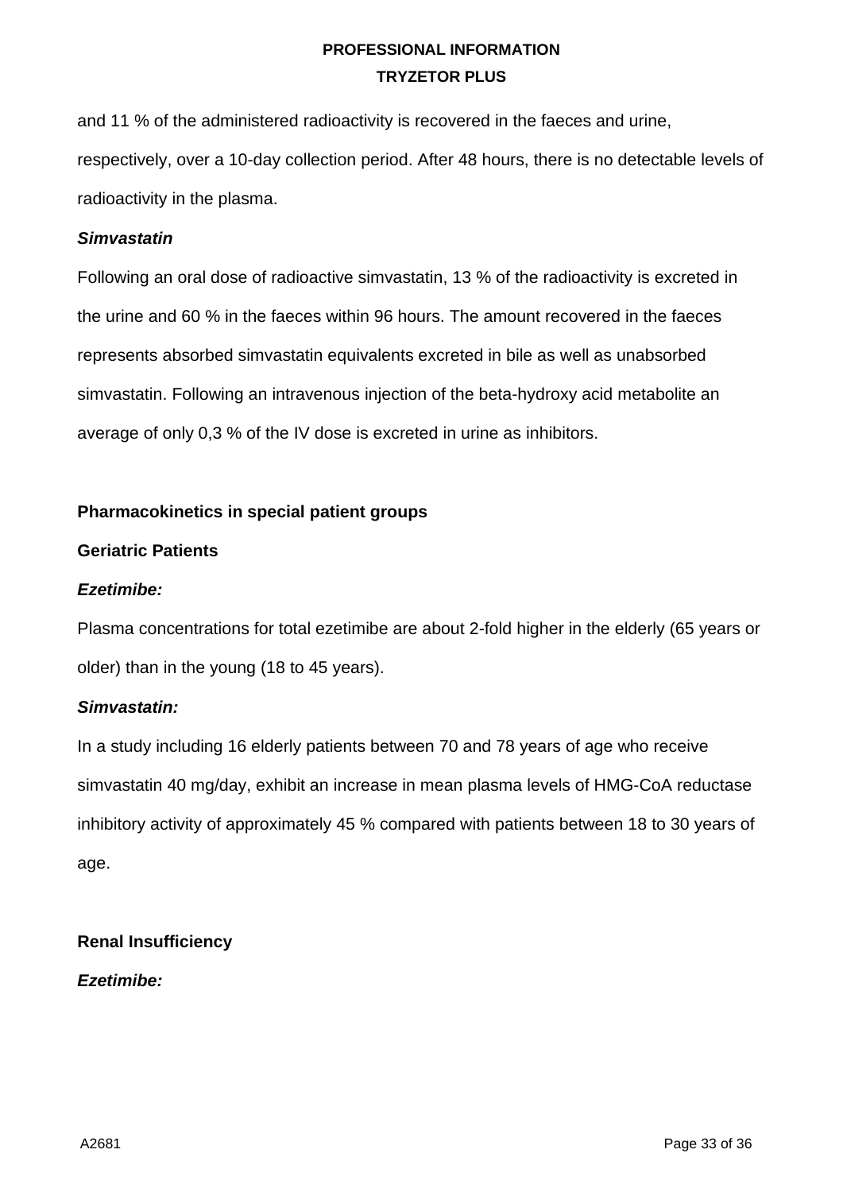and 11 % of the administered radioactivity is recovered in the faeces and urine, respectively, over a 10-day collection period. After 48 hours, there is no detectable levels of radioactivity in the plasma.

***Simvastatin***

Following an oral dose of radioactive simvastatin, 13 % of the radioactivity is excreted in the urine and 60 % in the faeces within 96 hours. The amount recovered in the faeces represents absorbed simvastatin equivalents excreted in bile as well as unabsorbed simvastatin. Following an intravenous injection of the beta-hydroxy acid metabolite an average of only 0,3 % of the IV dose is excreted in urine as inhibitors.

**Pharmacokinetics in special patient groups**

**Geriatric Patients**

***Ezetimibe:***

Plasma concentrations for total ezetimibe are about 2-fold higher in the elderly (65 years or older) than in the young (18 to 45 years).

***Simvastatin:***

In a study including 16 elderly patients between 70 and 78 years of age who receive simvastatin 40 mg/day, exhibit an increase in mean plasma levels of HMG-CoA reductase inhibitory activity of approximately 45 % compared with patients between 18 to 30 years of age.

**Renal Insufficiency**

***Ezetimibe:***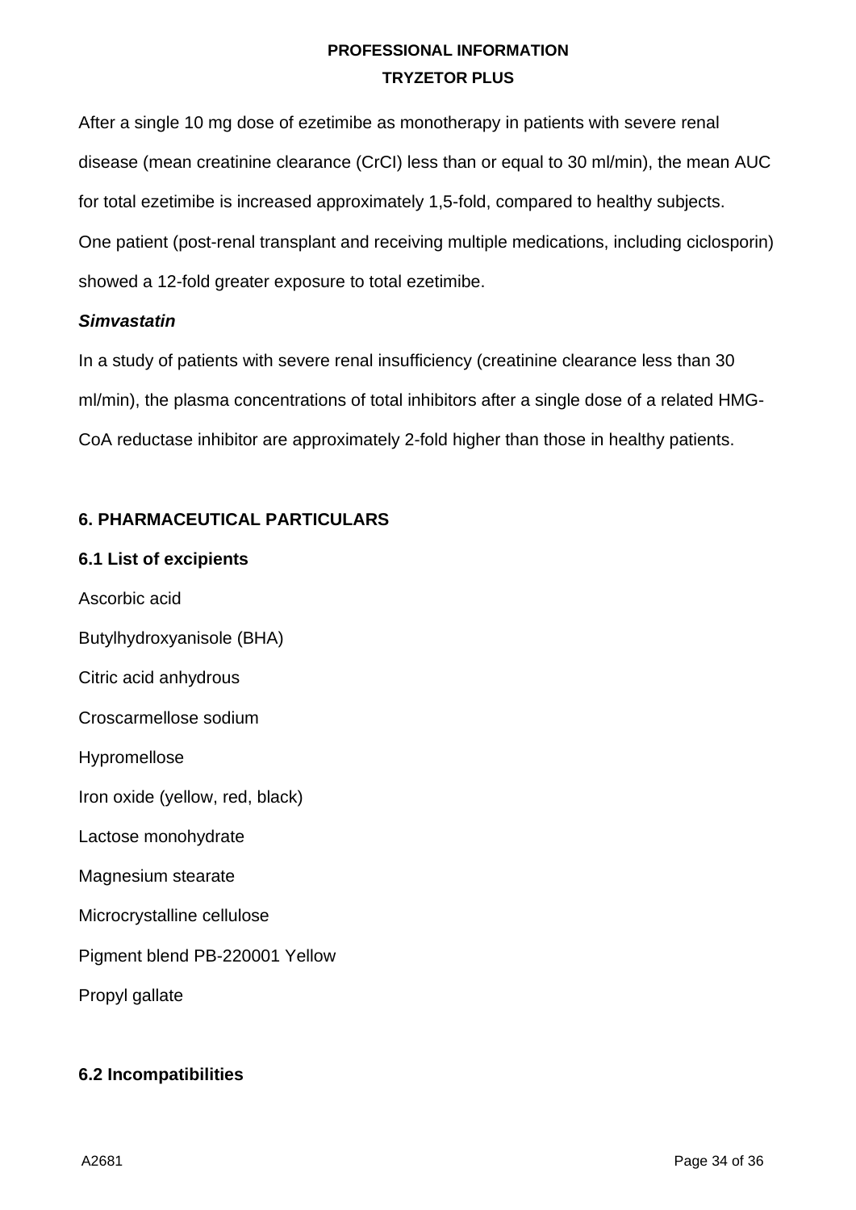After a single 10 mg dose of ezetimibe as monotherapy in patients with severe renal disease (mean creatinine clearance (CrCI) less than or equal to 30 ml/min), the mean AUC for total ezetimibe is increased approximately 1,5-fold, compared to healthy subjects. One patient (post-renal transplant and receiving multiple medications, including ciclosporin) showed a 12-fold greater exposure to total ezetimibe.

***Simvastatin***

In a study of patients with severe renal insufficiency (creatinine clearance less than 30 ml/min), the plasma concentrations of total inhibitors after a single dose of a related HMG-CoA reductase inhibitor are approximately 2-fold higher than those in healthy patients.

## 6. PHARMACEUTICAL PARTICULARS

### 6.1 List of excipients

Ascorbic acid

Butylhydroxyanisole (BHA)

Citric acid anhydrous

Croscarmellose sodium

Hypromellose

Iron oxide (yellow, red, black)

Lactose monohydrate

Magnesium stearate

Microcrystalline cellulose

Pigment blend PB-220001 Yellow

Propyl gallate

### 6.2 Incompatibilities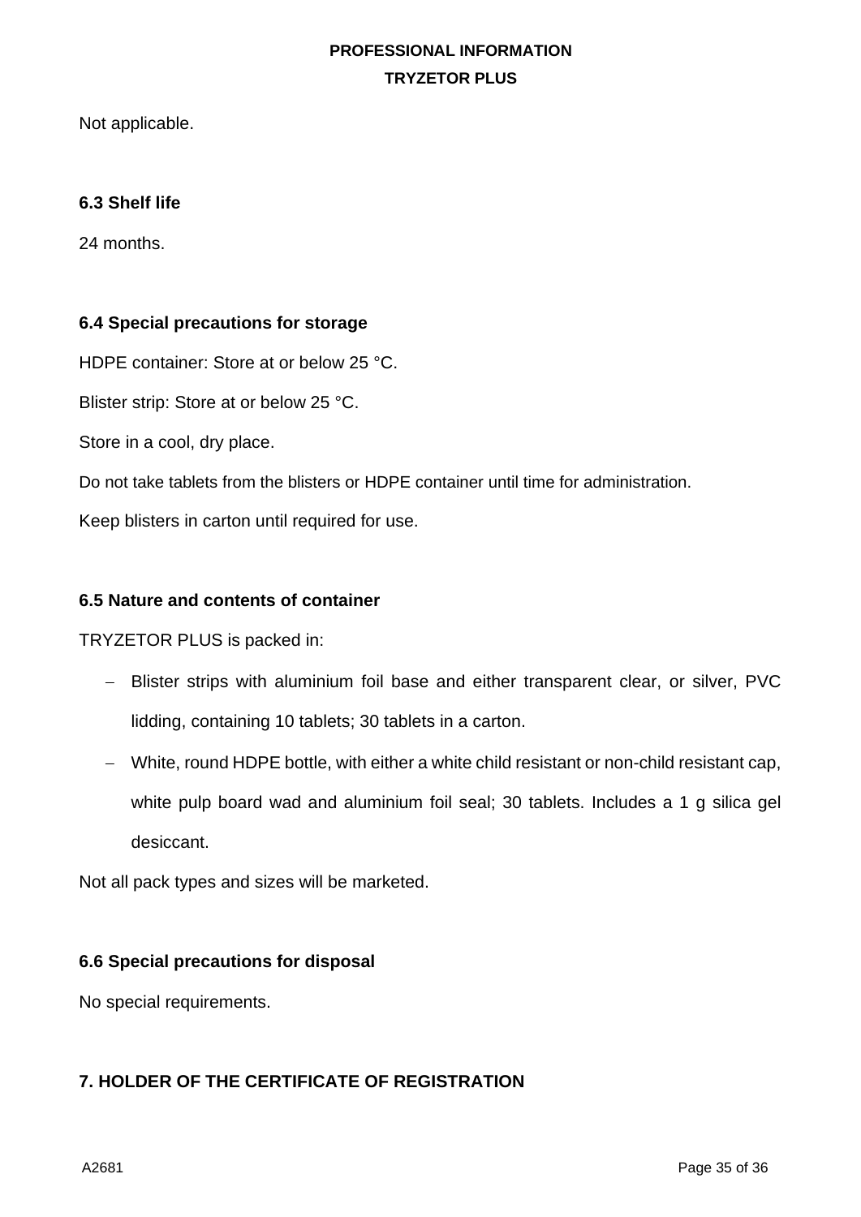Not applicable.

### 6.3 Shelf life

24 months.

### 6.4 Special precautions for storage

HDPE container: Store at or below 25 °C.

Blister strip: Store at or below 25 °C.

Store in a cool, dry place.

Do not take tablets from the blisters or HDPE container until time for administration.

Keep blisters in carton until required for use.

### 6.5 Nature and contents of container

TRYZETOR PLUS is packed in:

- Blister strips with aluminium foil base and either transparent clear, or silver, PVC lidding, containing 10 tablets; 30 tablets in a carton.
- White, round HDPE bottle, with either a white child resistant or non-child resistant cap, white pulp board wad and aluminium foil seal; 30 tablets. Includes a 1 g silica gel desiccant.

Not all pack types and sizes will be marketed.

### 6.6 Special precautions for disposal

No special requirements.

## 7. HOLDER OF THE CERTIFICATE OF REGISTRATION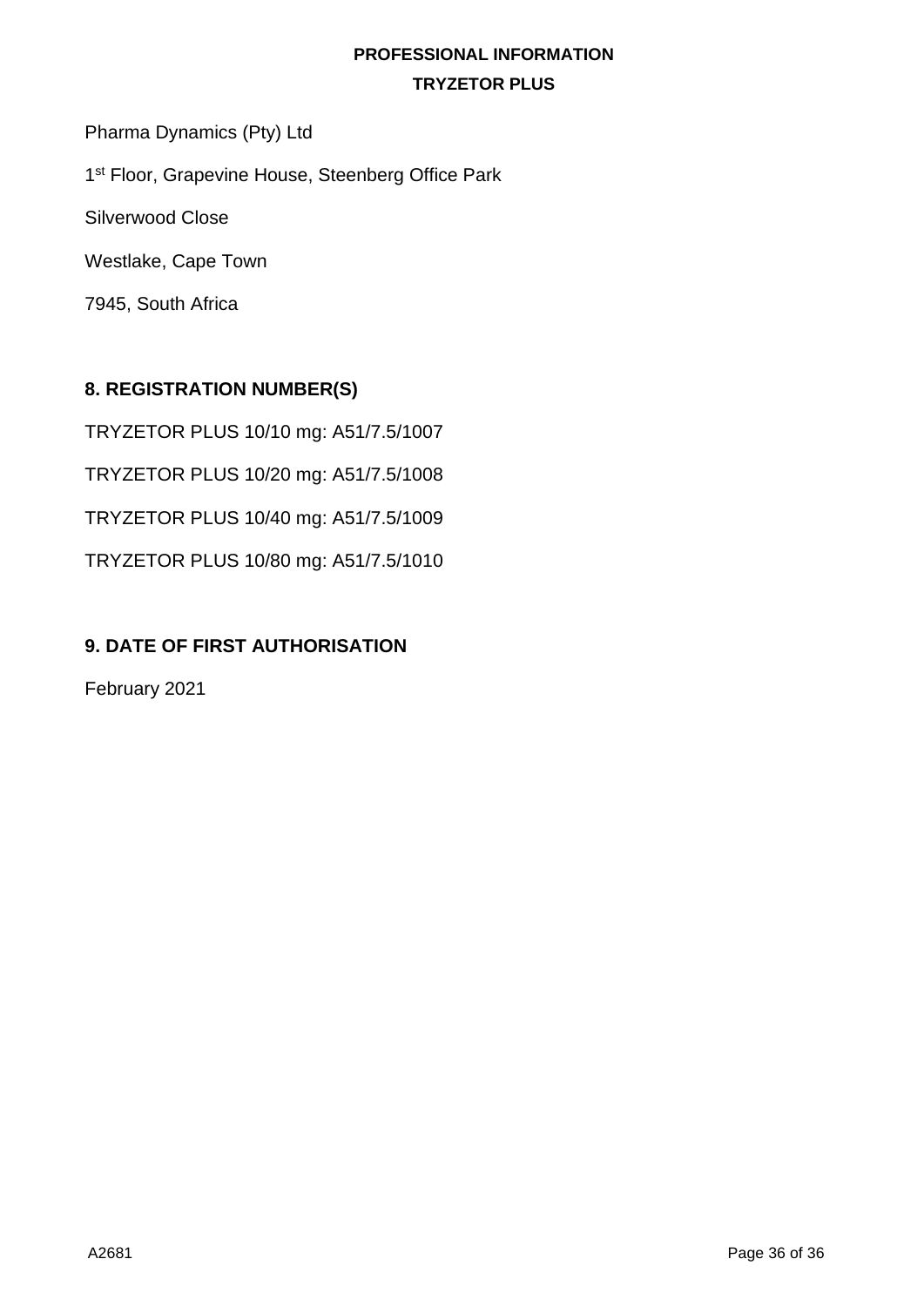Pharma Dynamics (Pty) Ltd

1st Floor, Grapevine House, Steenberg Office Park

Silverwood Close

Westlake, Cape Town

7945, South Africa

## 8. REGISTRATION NUMBER(S)

TRYZETOR PLUS 10/10 mg: A51/7.5/1007

TRYZETOR PLUS 10/20 mg: A51/7.5/1008

TRYZETOR PLUS 10/40 mg: A51/7.5/1009

TRYZETOR PLUS 10/80 mg: A51/7.5/1010

## 9. DATE OF FIRST AUTHORISATION

February 2021